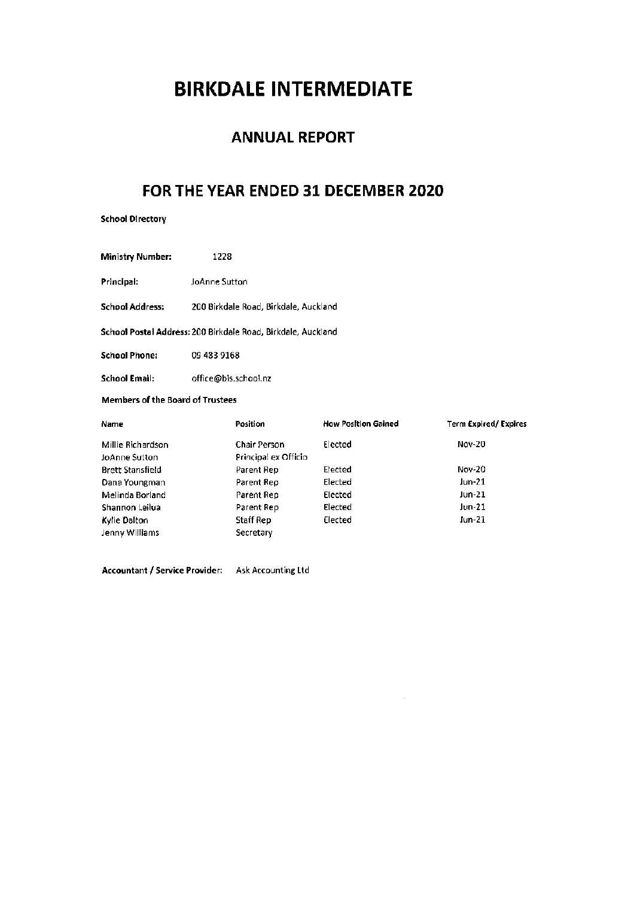# BIRKDALE INTERMEDIATE

## ANNUAL REPORT

## FOR THE YEAR ENDED 31 DECEMBER 2020

**School Directory**

**Ministry Number:** 1228

**Principal:** JoAnne Sutton

**School Address:** 200 Birkdale Road, Birkdale, Auckland

**School Postal Address:** 200 Birkdale Road, Birkdale, Auckland

**School Phone:** 09 483 9168

**School Email:** office@bis.school.nz

**Members of the Board of Trustees**

| Name | Position | How Position Gained | Term Expired/ Expires |
|---|---|---|---|
| Millie Richardson | Chair Person | Elected | Nov-20 |
| JoAnne Sutton | Principal ex Officio | | |
| Brett Stansfield | Parent Rep | Elected | Nov-20 |
| Dana Youngman | Parent Rep | Elected | Jun-21 |
| Melinda Borland | Parent Rep | Elected | Jun-21 |
| Shannon Leilua | Parent Rep | Elected | Jun-21 |
| Kylie Dalton | Staff Rep | Elected | Jun-21 |
| Jenny Williams | Secretary | | |

**Accountant / Service Provider:** Ask Accounting Ltd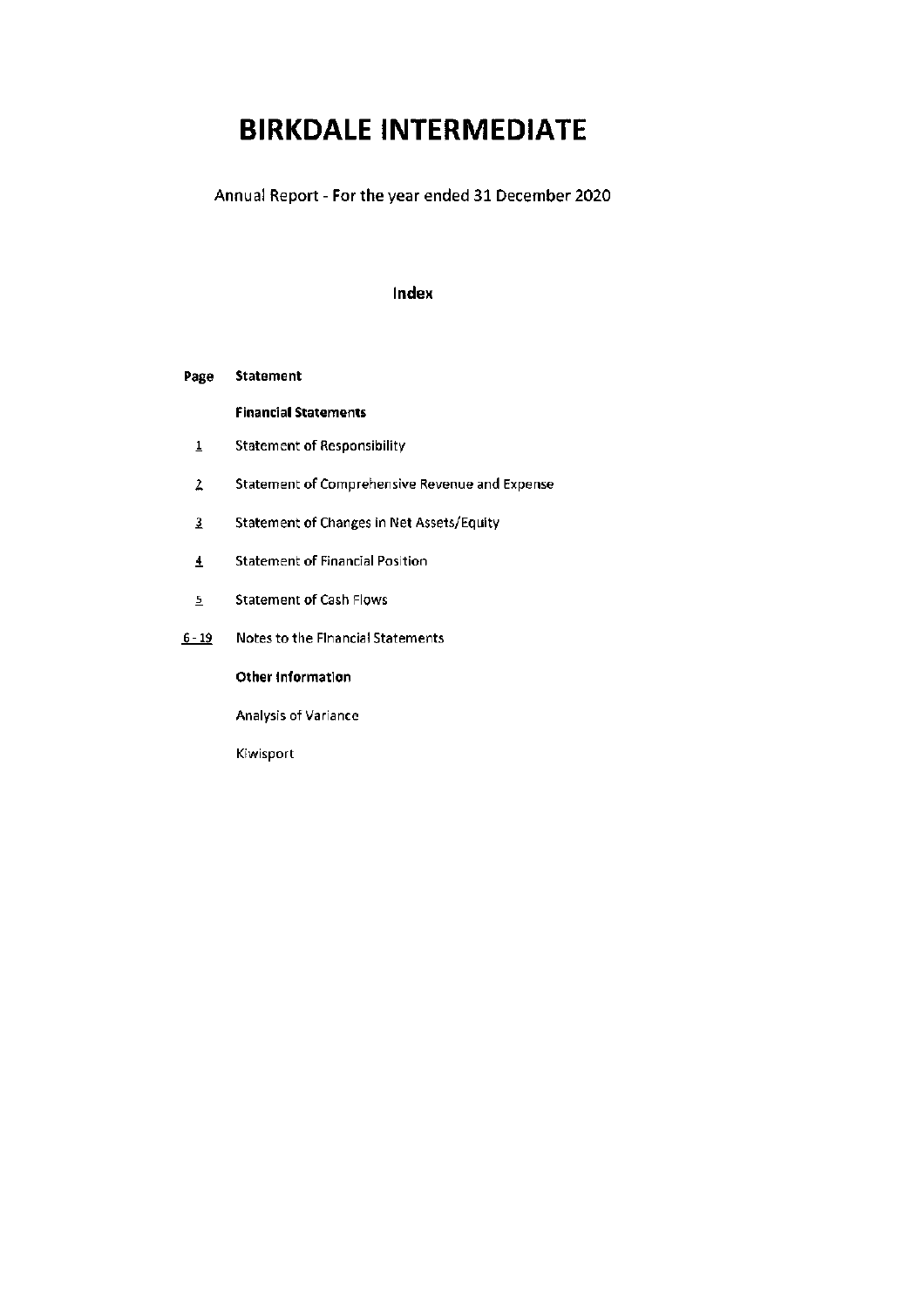# BIRKDALE INTERMEDIATE

Annual Report - For the year ended 31 December 2020

## Index

| Page | Statement |
|---|---|
| | **Financial Statements** |
| 1 | Statement of Responsibility |
| 2 | Statement of Comprehensive Revenue and Expense |
| 3 | Statement of Changes in Net Assets/Equity |
| 4 | Statement of Financial Position |
| 5 | Statement of Cash Flows |
| 6 - 19 | Notes to the Financial Statements |
| | **Other Information** |
| | Analysis of Variance |
| | Kiwisport |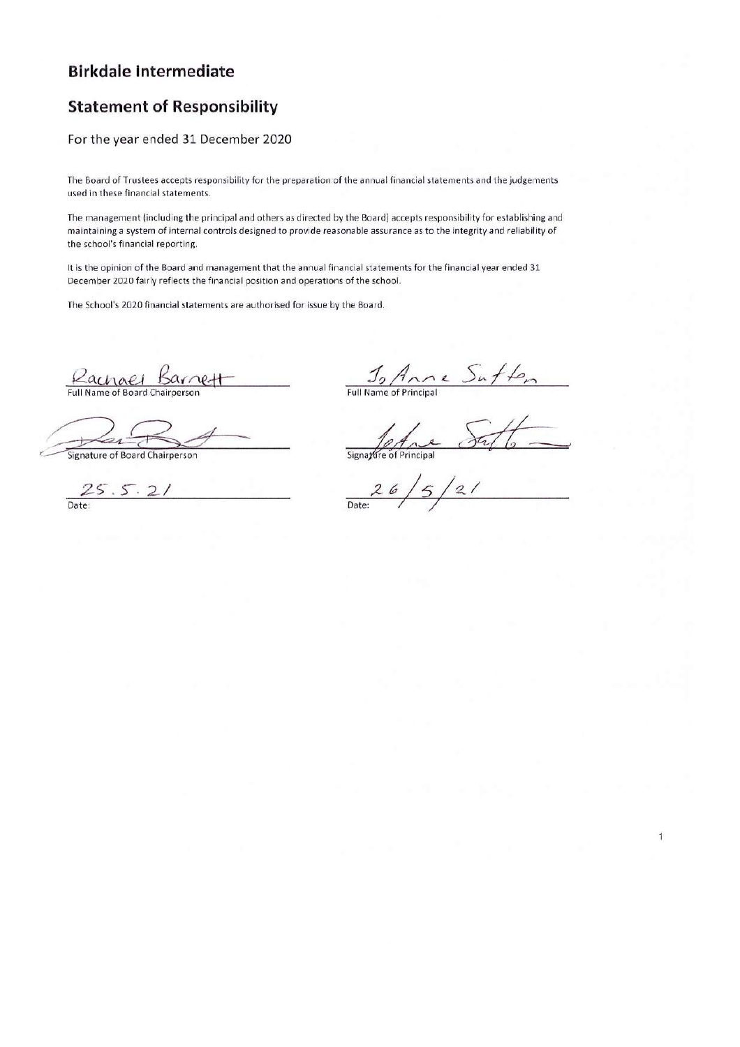## Birkdale Intermediate

## Statement of Responsibility

For the year ended 31 December 2020

The Board of Trustees accepts responsibility for the preparation of the annual financial statements and the judgements used in these financial statements.

The management (including the principal and others as directed by the Board) accepts responsibility for establishing and maintaining a system of internal controls designed to provide reasonable assurance as to the integrity and reliability of the school's financial reporting.

It is the opinion of the Board and management that the annual financial statements for the financial year ended 31 December 2020 fairly reflects the financial position and operations of the school.

The School's 2020 financial statements are authorised for issue by the Board.

| | |
|---|---|
| Rachael Barnett | Jo Anne Sutton |
| Full Name of Board Chairperson | Full Name of Principal |
| | |
| Signature of Board Chairperson | Signature of Principal |
| 25.5.21 | 26/5/21 |
| Date: | Date: |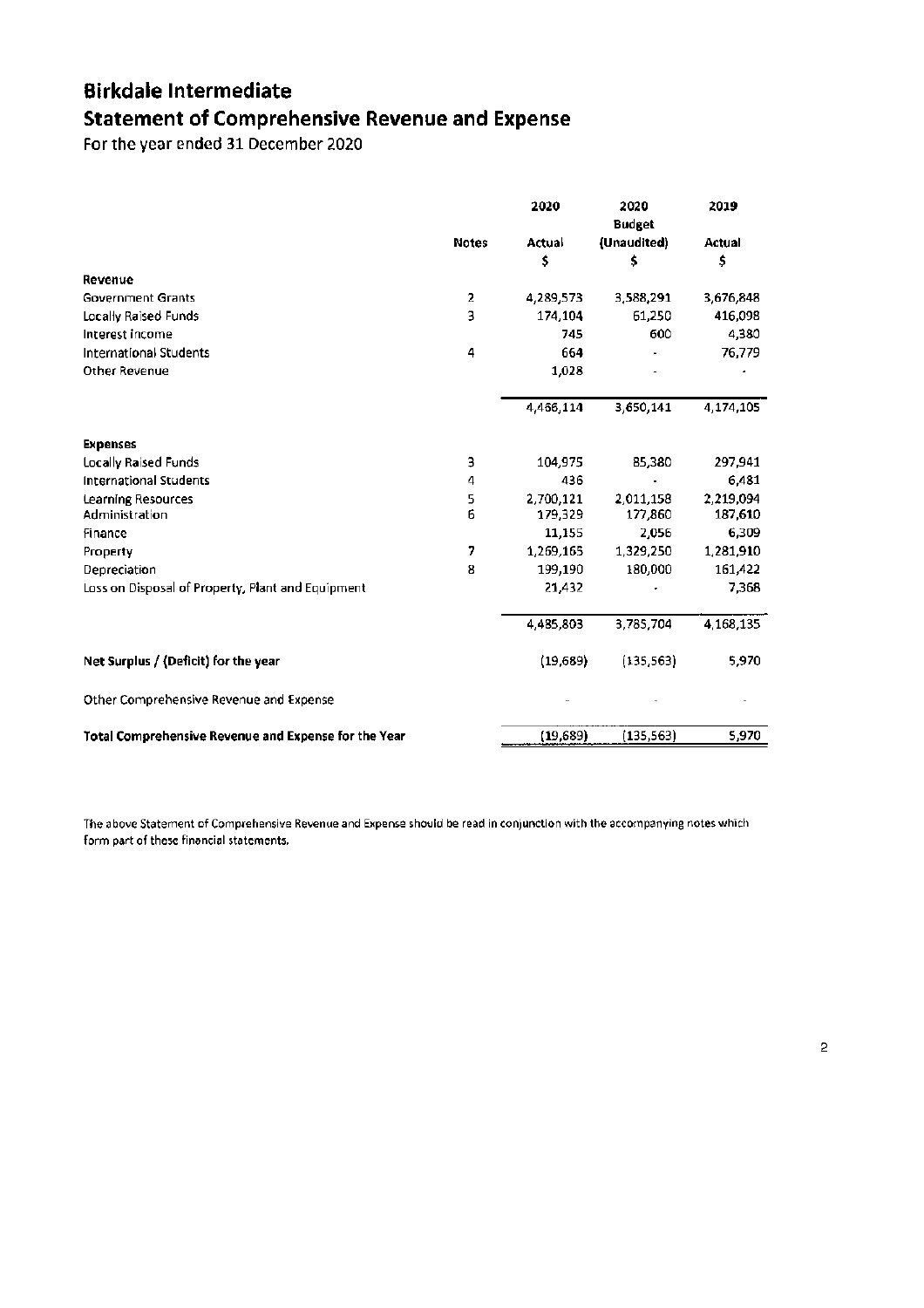# Birkdale Intermediate
## Statement of Comprehensive Revenue and Expense
For the year ended 31 December 2020

| | Notes | 2020 Actual $ | 2020 Budget (Unaudited) $ | 2019 Actual $ |
|---|---|---|---|---|
| **Revenue** | | | | |
| Government Grants | 2 | 4,289,573 | 3,588,291 | 3,676,848 |
| Locally Raised Funds | 3 | 174,104 | 61,250 | 416,098 |
| Interest income | | 745 | 600 | 4,380 |
| International Students | 4 | 664 | - | 76,779 |
| Other Revenue | | 1,028 | - | - |
| | | 4,466,114 | 3,650,141 | 4,174,105 |
| **Expenses** | | | | |
| Locally Raised Funds | 3 | 104,975 | 85,380 | 297,941 |
| International Students | 4 | 436 | - | 6,481 |
| Learning Resources | 5 | 2,700,121 | 2,011,158 | 2,219,094 |
| Administration | 6 | 179,329 | 177,860 | 187,610 |
| Finance | | 11,155 | 2,056 | 6,309 |
| Property | 7 | 1,269,165 | 1,329,250 | 1,281,910 |
| Depreciation | 8 | 199,190 | 180,000 | 161,422 |
| Loss on Disposal of Property, Plant and Equipment | | 21,432 | - | 7,368 |
| | | 4,485,803 | 3,785,704 | 4,168,135 |
| **Net Surplus / (Deficit) for the year** | | (19,689) | (135,563) | 5,970 |
| Other Comprehensive Revenue and Expense | | - | - | - |
| **Total Comprehensive Revenue and Expense for the Year** | | (19,689) | (135,563) | 5,970 |

The above Statement of Comprehensive Revenue and Expense should be read in conjunction with the accompanying notes which form part of these financial statements.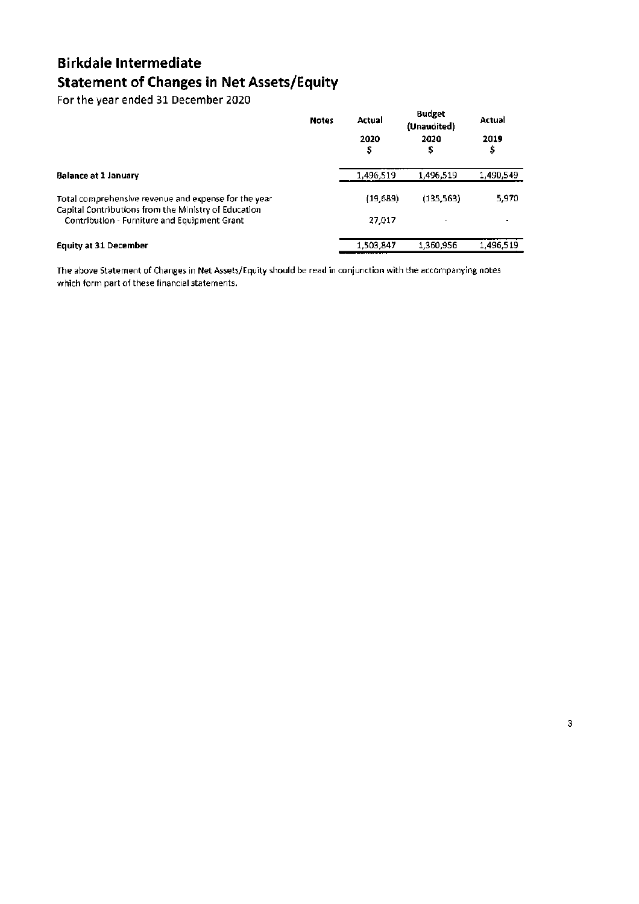# Birkdale Intermediate

## Statement of Changes in Net Assets/Equity

For the year ended 31 December 2020

| | Notes | Actual 2020 $ | Budget (Unaudited) 2020 $ | Actual 2019 $ |
|---|---|---|---|---|
| **Balance at 1 January** | | 1,496,519 | 1,496,519 | 1,490,549 |
| Total comprehensive revenue and expense for the year | | (19,689) | (135,563) | 5,970 |
| Capital Contributions from the Ministry of Education | | | | |
| Contribution - Furniture and Equipment Grant | | 27,017 | - | - |
| **Equity at 31 December** | | 1,503,847 | 1,360,956 | 1,496,519 |

The above Statement of Changes in Net Assets/Equity should be read in conjunction with the accompanying notes which form part of these financial statements.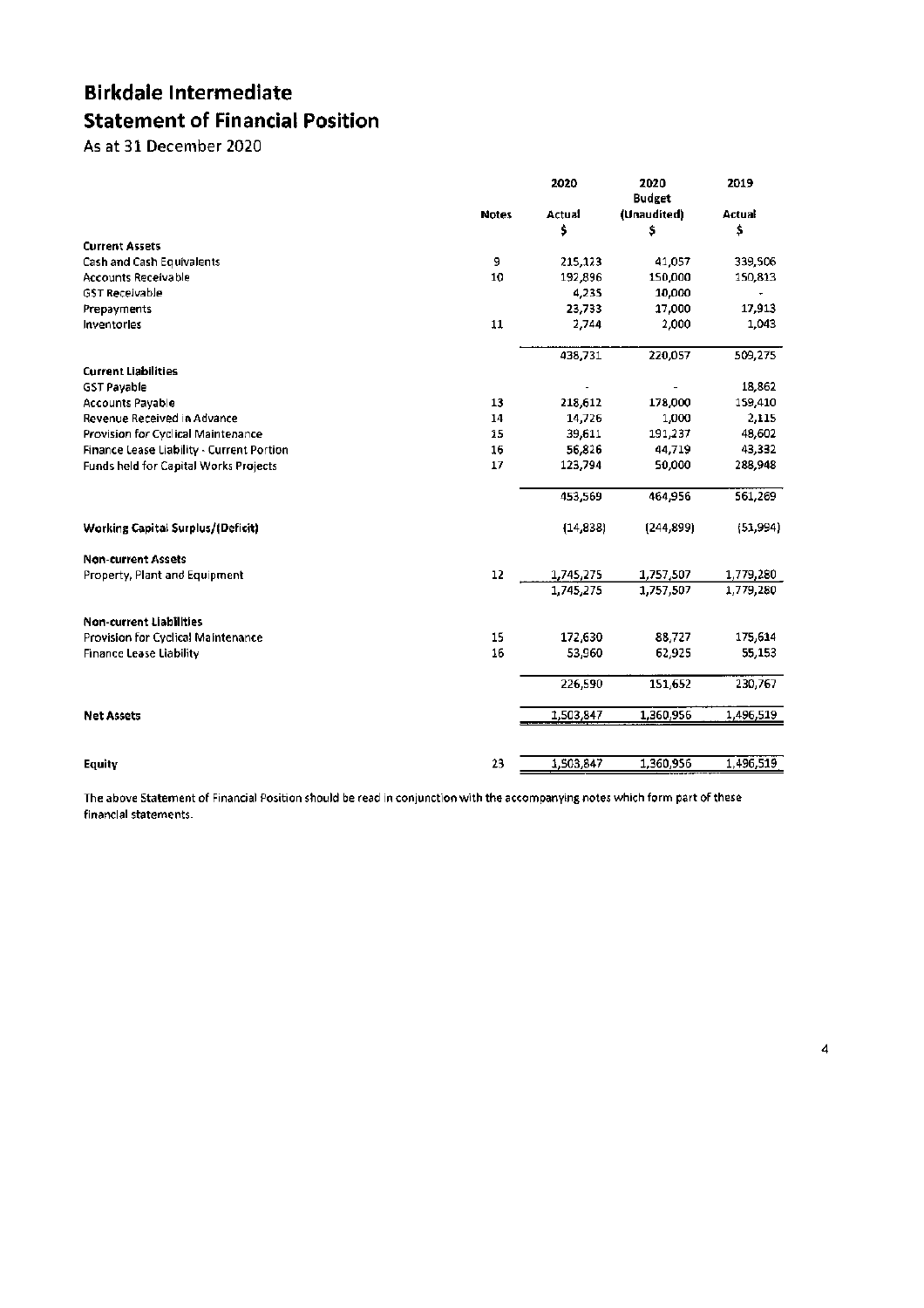# Birkdale Intermediate
## Statement of Financial Position
As at 31 December 2020

| | Notes | 2020 Actual $ | 2020 Budget (Unaudited) $ | 2019 Actual $ |
|---|---|---|---|---|
| **Current Assets** | | | | |
| Cash and Cash Equivalents | 9 | 215,123 | 41,057 | 339,506 |
| Accounts Receivable | 10 | 192,896 | 150,000 | 150,813 |
| GST Receivable | | 4,235 | 10,000 | - |
| Prepayments | | 23,733 | 17,000 | 17,913 |
| Inventories | 11 | 2,744 | 2,000 | 1,043 |
| | | 438,731 | 220,057 | 509,275 |
| **Current Liabilities** | | | | |
| GST Payable | | - | - | 18,862 |
| Accounts Payable | 13 | 218,612 | 178,000 | 159,410 |
| Revenue Received in Advance | 14 | 14,726 | 1,000 | 2,115 |
| Provision for Cyclical Maintenance | 15 | 39,611 | 191,237 | 48,602 |
| Finance Lease Liability - Current Portion | 16 | 56,826 | 44,719 | 43,332 |
| Funds held for Capital Works Projects | 17 | 123,794 | 50,000 | 288,948 |
| | | 453,569 | 464,956 | 561,269 |
| **Working Capital Surplus/(Deficit)** | | (14,838) | (244,899) | (51,994) |
| **Non-current Assets** | | | | |
| Property, Plant and Equipment | 12 | 1,745,275 | 1,757,507 | 1,779,280 |
| | | 1,745,275 | 1,757,507 | 1,779,280 |
| **Non-current Liabilities** | | | | |
| Provision for Cyclical Maintenance | 15 | 172,630 | 88,727 | 175,614 |
| Finance Lease Liability | 16 | 53,960 | 62,925 | 55,153 |
| | | 226,590 | 151,652 | 230,767 |
| **Net Assets** | | 1,503,847 | 1,360,956 | 1,496,519 |
| **Equity** | 23 | 1,503,847 | 1,360,956 | 1,496,519 |

The above Statement of Financial Position should be read in conjunction with the accompanying notes which form part of these financial statements.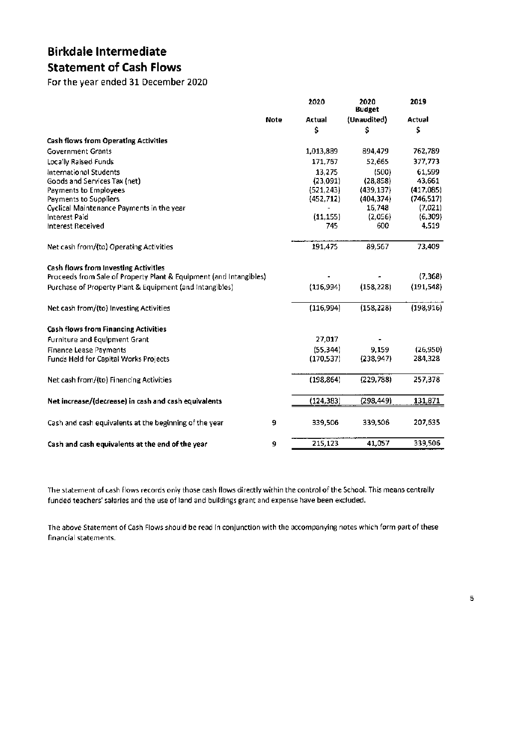# Birkdale Intermediate

## Statement of Cash Flows

For the year ended 31 December 2020

| | Note | 2020 Actual $ | 2020 Budget (Unaudited) $ | 2019 Actual $ |
|---|---|---|---|---|
| **Cash flows from Operating Activities** | | | | |
| Government Grants | | 1,013,889 | 894,479 | 762,789 |
| Locally Raised Funds | | 171,757 | 52,665 | 377,773 |
| International Students | | 13,275 | (500) | 61,599 |
| Goods and Services Tax (net) | | (23,091) | (28,858) | 43,661 |
| Payments to Employees | | (521,243) | (439,137) | (417,085) |
| Payments to Suppliers | | (452,712) | (404,374) | (746,517) |
| Cyclical Maintenance Payments in the year | | - | 16,748 | (7,021) |
| Interest Paid | | (11,155) | (2,056) | (6,309) |
| Interest Received | | 745 | 600 | 4,519 |
| Net cash from/(to) Operating Activities | | 191,475 | 89,567 | 73,409 |
| **Cash flows from Investing Activities** | | | | |
| Proceeds from Sale of Property Plant & Equipment (and Intangibles) | | - | - | (7,368) |
| Purchase of Property Plant & Equipment (and Intangibles) | | (116,994) | (158,228) | (191,548) |
| Net cash from/(to) Investing Activities | | (116,994) | (158,228) | (198,916) |
| **Cash flows from Financing Activities** | | | | |
| Furniture and Equipment Grant | | 27,017 | - | |
| Finance Lease Payments | | (55,344) | 9,159 | (26,950) |
| Funds Held for Capital Works Projects | | (170,537) | (238,947) | 284,328 |
| Net cash from/(to) Financing Activities | | (198,864) | (229,788) | 257,378 |
| **Net increase/(decrease) in cash and cash equivalents** | | (124,383) | (298,449) | 131,871 |
| Cash and cash equivalents at the beginning of the year | 9 | 339,506 | 339,506 | 207,635 |
| **Cash and cash equivalents at the end of the year** | 9 | 215,123 | 41,057 | 339,506 |

The statement of cash flows records only those cash flows directly within the control of the School. This means centrally funded teachers' salaries and the use of land and buildings grant and expense have been excluded.

The above Statement of Cash Flows should be read in conjunction with the accompanying notes which form part of these financial statements.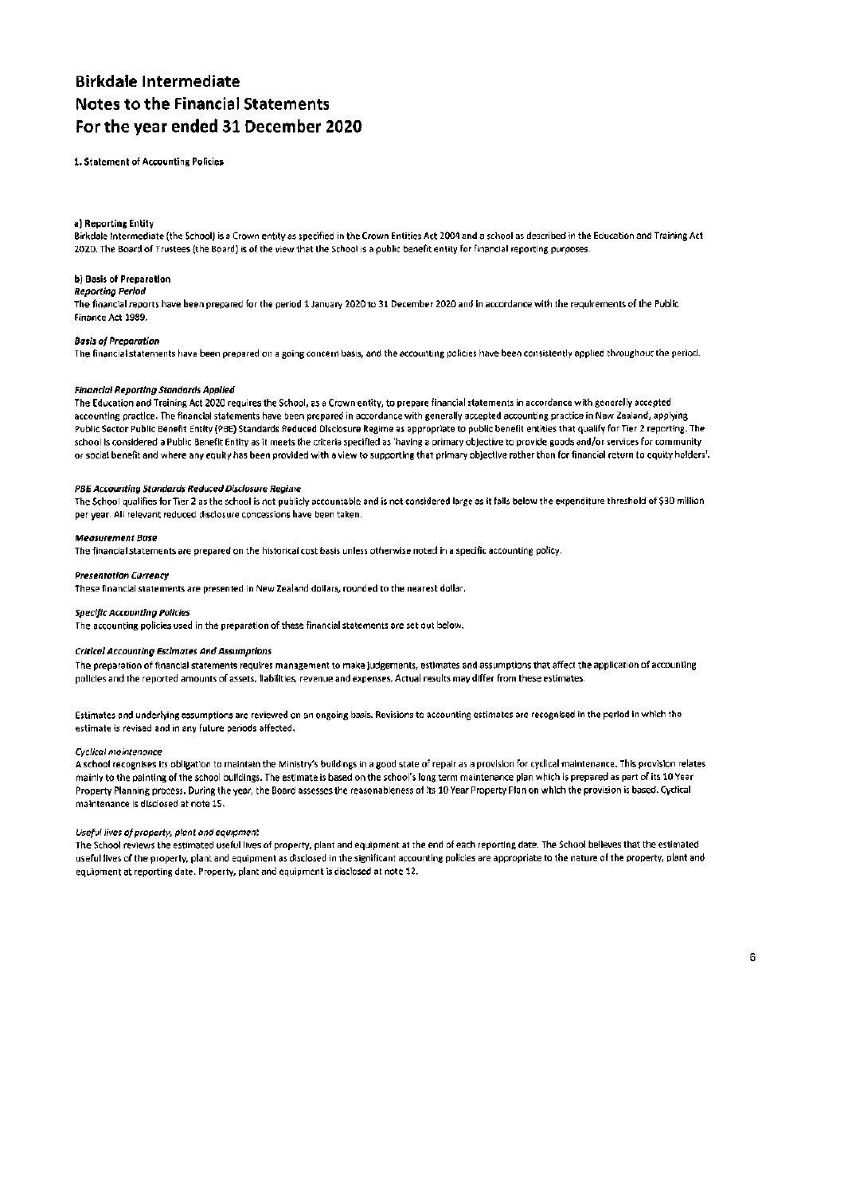# Birkdale Intermediate
# Notes to the Financial Statements
# For the year ended 31 December 2020

**1. Statement of Accounting Policies**

**a) Reporting Entity**

Birkdale Intermediate (the School) is a Crown entity as specified in the Crown Entities Act 2004 and a school as described in the Education and Training Act 2020. The Board of Trustees (the Board) is of the view that the School is a public benefit entity for financial reporting purposes.

**b) Basis of Preparation**

***Reporting Period***

The financial reports have been prepared for the period 1 January 2020 to 31 December 2020 and in accordance with the requirements of the Public Finance Act 1989.

***Basis of Preparation***

The financial statements have been prepared on a going concern basis, and the accounting policies have been consistently applied throughout the period.

***Financial Reporting Standards Applied***

The Education and Training Act 2020 requires the School, as a Crown entity, to prepare financial statements in accordance with generally accepted accounting practice. The financial statements have been prepared in accordance with generally accepted accounting practice in New Zealand, applying Public Sector Public Benefit Entity (PBE) Standards Reduced Disclosure Regime as appropriate to public benefit entities that qualify for Tier 2 reporting. The school is considered a Public Benefit Entity as it meets the criteria specified as 'having a primary objective to provide goods and/or services for community or social benefit and where any equity has been provided with a view to supporting that primary objective rather than for financial return to equity holders'.

***PBE Accounting Standards Reduced Disclosure Regime***

The School qualifies for Tier 2 as the school is not publicly accountable and is not considered large as it falls below the expenditure threshold of $30 million per year. All relevant reduced disclosure concessions have been taken.

***Measurement Base***

The financial statements are prepared on the historical cost basis unless otherwise noted in a specific accounting policy.

***Presentation Currency***

These financial statements are presented in New Zealand dollars, rounded to the nearest dollar.

***Specific Accounting Policies***

The accounting policies used in the preparation of these financial statements are set out below.

***Critical Accounting Estimates And Assumptions***

The preparation of financial statements requires management to make judgements, estimates and assumptions that affect the application of accounting policies and the reported amounts of assets, liabilities, revenue and expenses. Actual results may differ from these estimates.

Estimates and underlying assumptions are reviewed on an ongoing basis. Revisions to accounting estimates are recognised in the period in which the estimate is revised and in any future periods affected.

*Cyclical maintenance*

A school recognises its obligation to maintain the Ministry's buildings in a good state of repair as a provision for cyclical maintenance. This provision relates mainly to the painting of the school buildings. The estimate is based on the school's long term maintenance plan which is prepared as part of its 10 Year Property Planning process. During the year, the Board assesses the reasonableness of its 10 Year Property Plan on which the provision is based. Cyclical maintenance is disclosed at note 15.

*Useful lives of property, plant and equipment*

The School reviews the estimated useful lives of property, plant and equipment at the end of each reporting date. The School believes that the estimated useful lives of the property, plant and equipment as disclosed in the significant accounting policies are appropriate to the nature of the property, plant and equipment at reporting date. Property, plant and equipment is disclosed at note 12.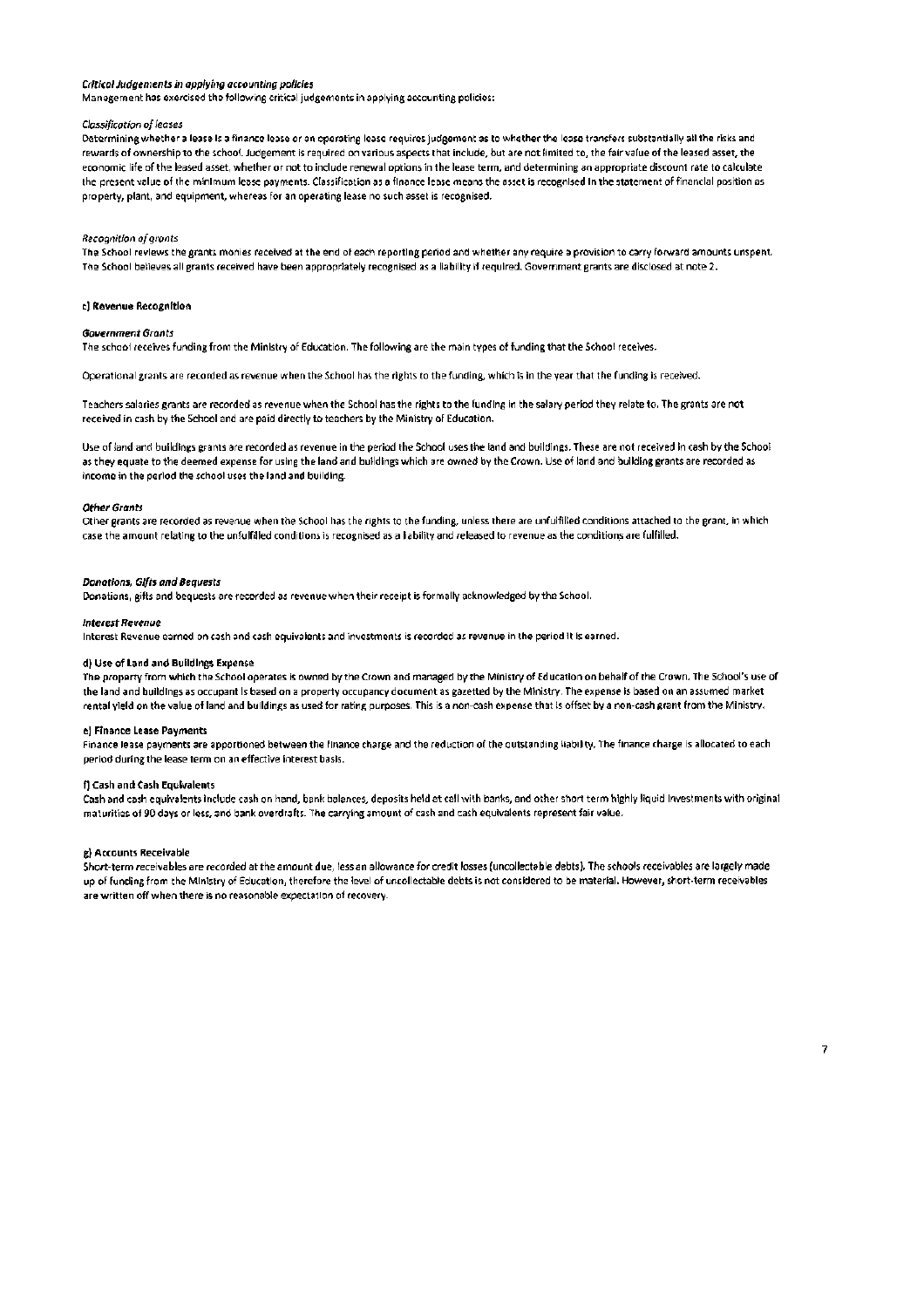*Critical Judgements in applying accounting policies*

Management has exercised the following critical judgements in applying accounting policies:

*Classification of leases*

Determining whether a lease is a finance lease or an operating lease requires judgement as to whether the lease transfers substantially all the risks and rewards of ownership to the school. Judgement is required on various aspects that include, but are not limited to, the fair value of the leased asset, the economic life of the leased asset, whether or not to include renewal options in the lease term, and determining an appropriate discount rate to calculate the present value of the minimum lease payments. Classification as a finance lease means the asset is recognised in the statement of financial position as property, plant, and equipment, whereas for an operating lease no such asset is recognised.

*Recognition of grants*

The School reviews the grants monies received at the end of each reporting period and whether any require a provision to carry forward amounts unspent. The School believes all grants received have been appropriately recognised as a liability if required. Government grants are disclosed at note 2.

**c) Revenue Recognition**

***Government Grants***

The school receives funding from the Ministry of Education. The following are the main types of funding that the School receives.

Operational grants are recorded as revenue when the School has the rights to the funding, which is in the year that the funding is received.

Teachers salaries grants are recorded as revenue when the School has the rights to the funding in the salary period they relate to. The grants are not received in cash by the School and are paid directly to teachers by the Ministry of Education.

Use of land and buildings grants are recorded as revenue in the period the School uses the land and buildings. These are not received in cash by the School as they equate to the deemed expense for using the land and buildings which are owned by the Crown. Use of land and building grants are recorded as income in the period the school uses the land and building.

***Other Grants***

Other grants are recorded as revenue when the School has the rights to the funding, unless there are unfulfilled conditions attached to the grant, in which case the amount relating to the unfulfilled conditions is recognised as a liability and released to revenue as the conditions are fulfilled.

***Donations, Gifts and Bequests***

Donations, gifts and bequests are recorded as revenue when their receipt is formally acknowledged by the School.

***Interest Revenue***

Interest Revenue earned on cash and cash equivalents and investments is recorded as revenue in the period it is earned.

**d) Use of Land and Buildings Expense**

The property from which the School operates is owned by the Crown and managed by the Ministry of Education on behalf of the Crown. The School's use of the land and buildings as occupant is based on a property occupancy document as gazetted by the Ministry. The expense is based on an assumed market rental yield on the value of land and buildings as used for rating purposes. This is a non-cash expense that is offset by a non-cash grant from the Ministry.

**e) Finance Lease Payments**

Finance lease payments are apportioned between the finance charge and the reduction of the outstanding liability. The finance charge is allocated to each period during the lease term on an effective interest basis.

**f) Cash and Cash Equivalents**

Cash and cash equivalents include cash on hand, bank balances, deposits held at call with banks, and other short term highly liquid investments with original maturities of 90 days or less, and bank overdrafts. The carrying amount of cash and cash equivalents represent fair value.

**g) Accounts Receivable**

Short-term receivables are recorded at the amount due, less an allowance for credit losses (uncollectable debts). The schools receivables are largely made up of funding from the Ministry of Education, therefore the level of uncollectable debts is not considered to be material. However, short-term receivables are written off when there is no reasonable expectation of recovery.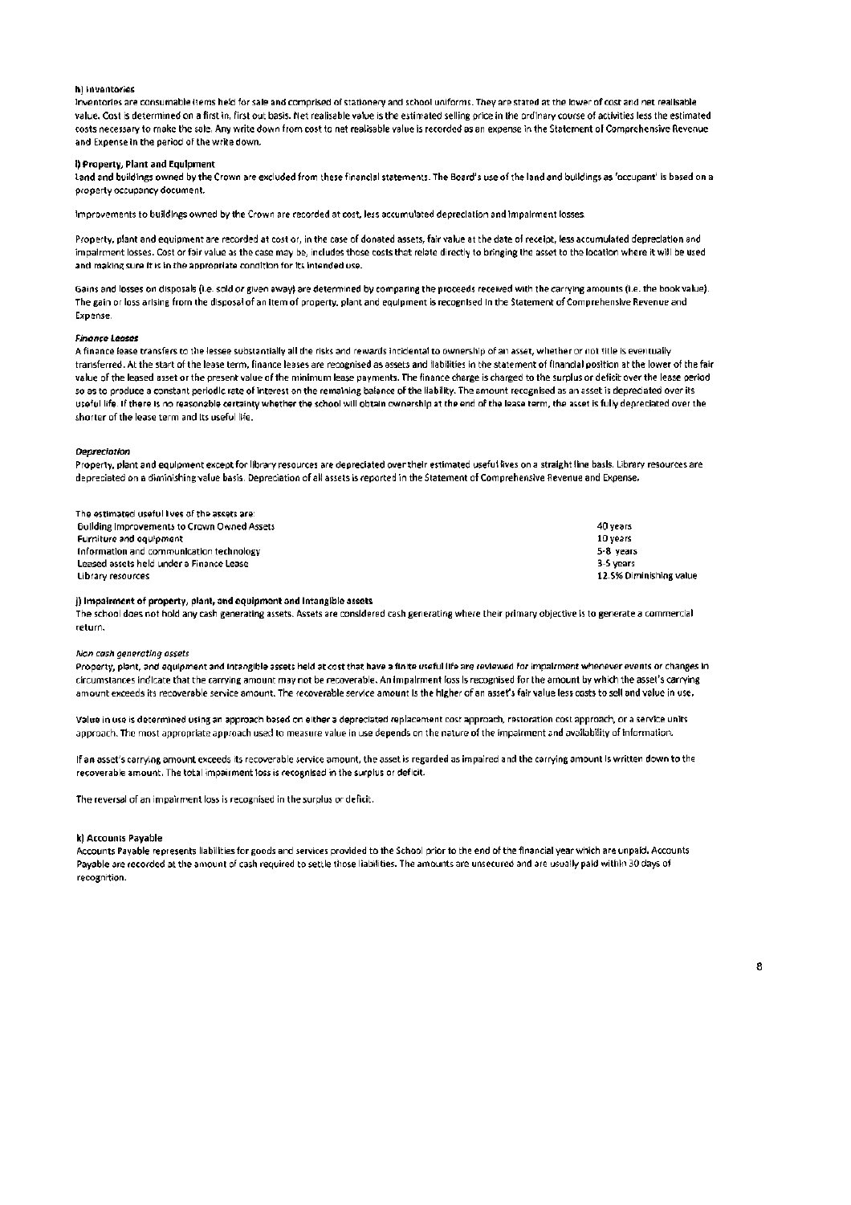**h) Inventories**

Inventories are consumable items held for sale and comprised of stationery and school uniforms. They are stated at the lower of cost and net realisable value. Cost is determined on a first in, first out basis. Net realisable value is the estimated selling price in the ordinary course of activities less the estimated costs necessary to make the sale. Any write down from cost to net realisable value is recorded as an expense in the Statement of Comprehensive Revenue and Expense in the period of the write down.

**i) Property, Plant and Equipment**

Land and buildings owned by the Crown are excluded from these financial statements. The Board's use of the land and buildings as 'occupant' is based on a property occupancy document.

Improvements to buildings owned by the Crown are recorded at cost, less accumulated depreciation and impairment losses.

Property, plant and equipment are recorded at cost or, in the case of donated assets, fair value at the date of receipt, less accumulated depreciation and impairment losses. Cost or fair value as the case may be, includes those costs that relate directly to bringing the asset to the location where it will be used and making sure it is in the appropriate condition for its intended use.

Gains and losses on disposals (i.e. sold or given away) are determined by comparing the proceeds received with the carrying amounts (i.e. the book value). The gain or loss arising from the disposal of an item of property, plant and equipment is recognised in the Statement of Comprehensive Revenue and Expense.

***Finance Leases***

A finance lease transfers to the lessee substantially all the risks and rewards incidental to ownership of an asset, whether or not title is eventually transferred. At the start of the lease term, finance leases are recognised as assets and liabilities in the statement of financial position at the lower of the fair value of the leased asset or the present value of the minimum lease payments. The finance charge is charged to the surplus or deficit over the lease period so as to produce a constant periodic rate of interest on the remaining balance of the liability. The amount recognised as an asset is depreciated over its useful life. If there is no reasonable certainty whether the school will obtain ownership at the end of the lease term, the asset is fully depreciated over the shorter of the lease term and its useful life.

***Depreciation***

Property, plant and equipment except for library resources are depreciated over their estimated useful lives on a straight line basis. Library resources are depreciated on a diminishing value basis. Depreciation of all assets is reported in the Statement of Comprehensive Revenue and Expense.

The estimated useful lives of the assets are:

| | |
|---|---|
| Building improvements to Crown Owned Assets | 40 years |
| Furniture and equipment | 10 years |
| Information and communication technology | 5-8 years |
| Leased assets held under a Finance Lease | 3-5 years |
| Library resources | 12.5% Diminishing value |

**j) Impairment of property, plant, and equipment and intangible assets**

The school does not hold any cash generating assets. Assets are considered cash generating where their primary objective is to generate a commercial return.

*Non cash generating assets*

Property, plant, and equipment and intangible assets held at cost that have a finite useful life are reviewed for impairment whenever events or changes in circumstances indicate that the carrying amount may not be recoverable. An impairment loss is recognised for the amount by which the asset's carrying amount exceeds its recoverable service amount. The recoverable service amount is the higher of an asset's fair value less costs to sell and value in use.

Value in use is determined using an approach based on either a depreciated replacement cost approach, restoration cost approach, or a service units approach. The most appropriate approach used to measure value in use depends on the nature of the impairment and availability of information.

If an asset's carrying amount exceeds its recoverable service amount, the asset is regarded as impaired and the carrying amount is written down to the recoverable amount. The total impairment loss is recognised in the surplus or deficit.

The reversal of an impairment loss is recognised in the surplus or deficit.

**k) Accounts Payable**

Accounts Payable represents liabilities for goods and services provided to the School prior to the end of the financial year which are unpaid. Accounts Payable are recorded at the amount of cash required to settle those liabilities. The amounts are unsecured and are usually paid within 30 days of recognition.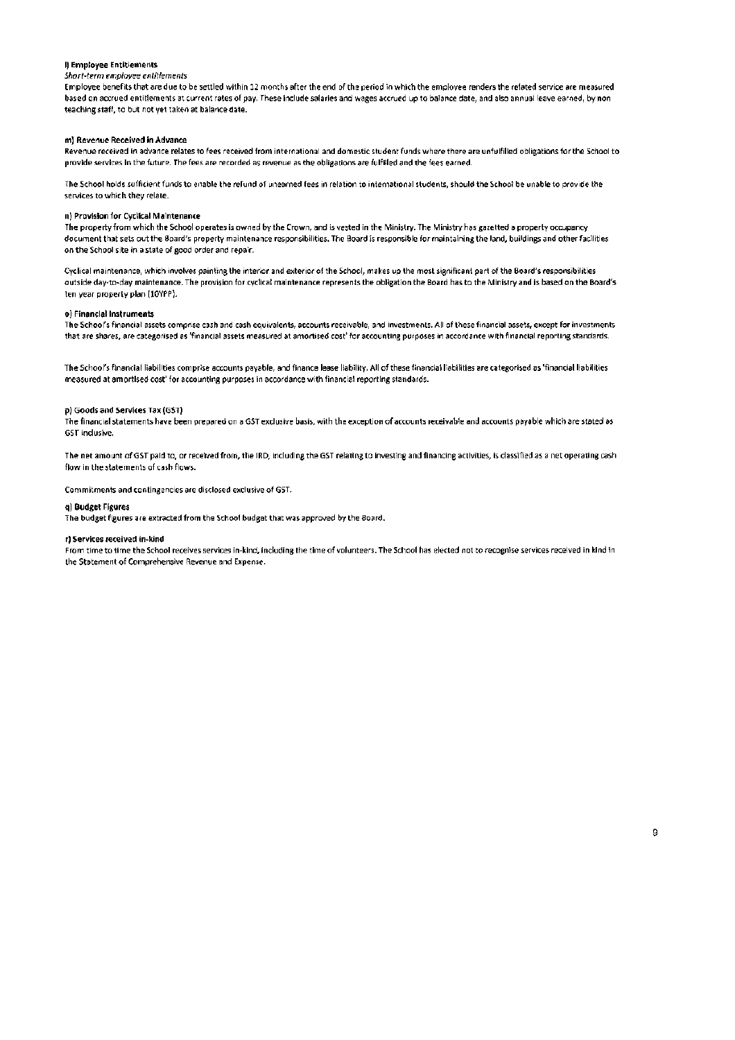**l) Employee Entitlements**

*Short-term employee entitlements*

Employee benefits that are due to be settled within 12 months after the end of the period in which the employee renders the related service are measured based on accrued entitlements at current rates of pay. These include salaries and wages accrued up to balance date, and also annual leave earned, by non teaching staff, to but not yet taken at balance date.

**m) Revenue Received in Advance**

Revenue received in advance relates to fees received from international and domestic student funds where there are unfulfilled obligations for the School to provide services in the future. The fees are recorded as revenue as the obligations are fulfilled and the fees earned.

The School holds sufficient funds to enable the refund of unearned fees in relation to international students, should the School be unable to provide the services to which they relate.

**n) Provision for Cyclical Maintenance**

The property from which the School operates is owned by the Crown, and is vested in the Ministry. The Ministry has gazetted a property occupancy document that sets out the Board's property maintenance responsibilities. The Board is responsible for maintaining the land, buildings and other facilities on the School site in a state of good order and repair.

Cyclical maintenance, which involves painting the interior and exterior of the School, makes up the most significant part of the Board's responsibilities outside day-to-day maintenance. The provision for cyclical maintenance represents the obligation the Board has to the Ministry and is based on the Board's ten year property plan (10YPP).

**o) Financial Instruments**

The School's financial assets comprise cash and cash equivalents, accounts receivable, and investments. All of these financial assets, except for investments that are shares, are categorised as 'financial assets measured at amortised cost' for accounting purposes in accordance with financial reporting standards.

The School's financial liabilities comprise accounts payable, and finance lease liability. All of these financial liabilities are categorised as 'financial liabilities measured at amortised cost' for accounting purposes in accordance with financial reporting standards.

**p) Goods and Services Tax (GST)**

The financial statements have been prepared on a GST exclusive basis, with the exception of accounts receivable and accounts payable which are stated as GST inclusive.

The net amount of GST paid to, or received from, the IRD, including the GST relating to investing and financing activities, is classified as a net operating cash flow in the statements of cash flows.

Commitments and contingencies are disclosed exclusive of GST.

**q) Budget Figures**

The budget figures are extracted from the School budget that was approved by the Board.

**r) Services received in-kind**

From time to time the School receives services in-kind, including the time of volunteers. The School has elected not to recognise services received in kind in the Statement of Comprehensive Revenue and Expense.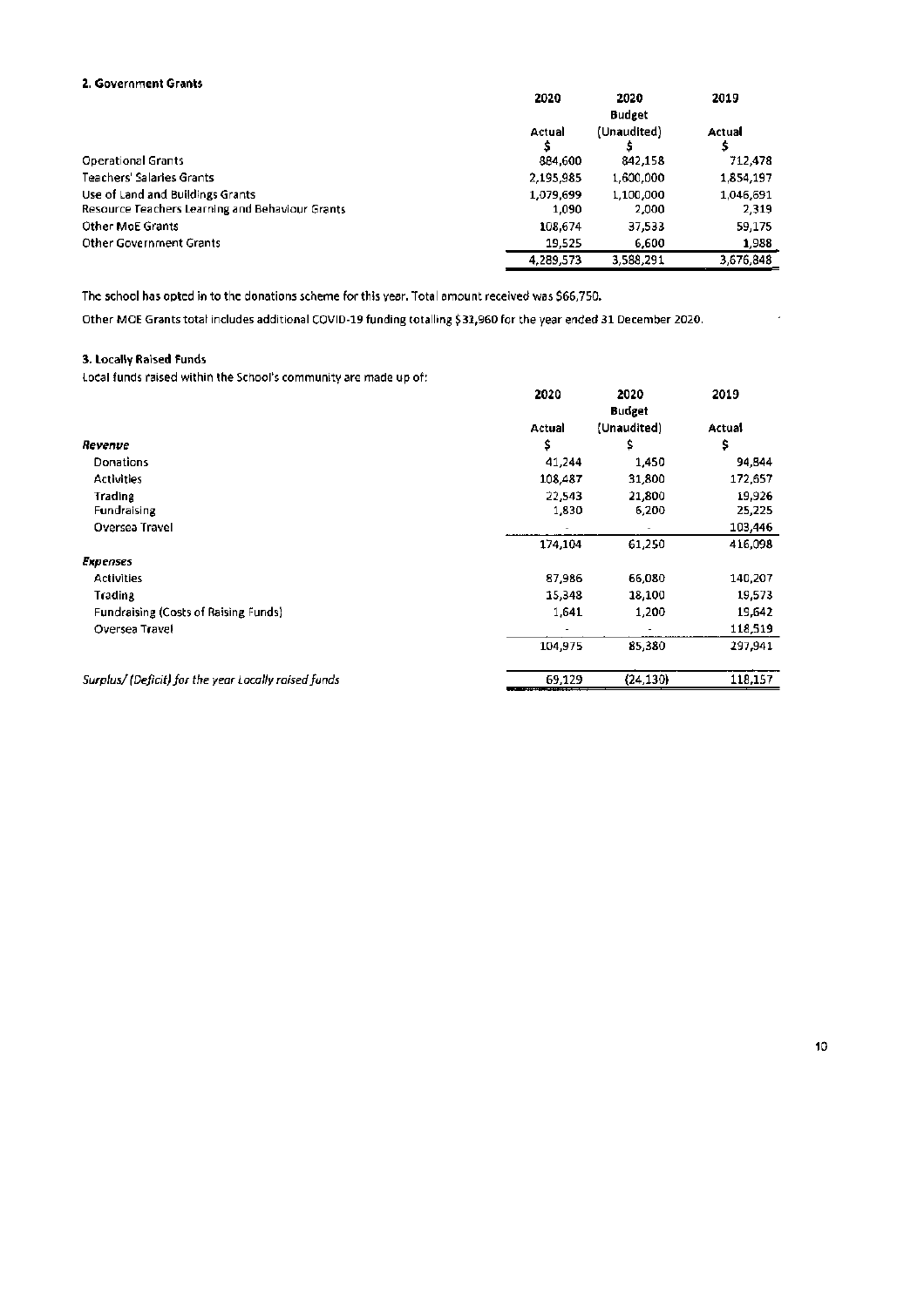### 2. Government Grants

| | 2020 | 2020 Budget | 2019 |
|---|---|---|---|
| | Actual | (Unaudited) | Actual |
| | $ | $ | $ |
| Operational Grants | 884,600 | 842,158 | 712,478 |
| Teachers' Salaries Grants | 2,195,985 | 1,600,000 | 1,854,197 |
| Use of Land and Buildings Grants | 1,079,699 | 1,100,000 | 1,046,691 |
| Resource Teachers Learning and Behaviour Grants | 1,090 | 2,000 | 2,319 |
| Other MoE Grants | 108,674 | 37,533 | 59,175 |
| Other Government Grants | 19,525 | 6,600 | 1,988 |
| | 4,289,573 | 3,588,291 | 3,676,848 |

The school has opted in to the donations scheme for this year. Total amount received was $66,750.

Other MOE Grants total includes additional COVID-19 funding totalling $31,960 for the year ended 31 December 2020.

### 3. Locally Raised Funds

Local funds raised within the School's community are made up of:

| | 2020 | 2020 Budget | 2019 |
|---|---|---|---|
| | Actual | (Unaudited) | Actual |
| ***Revenue*** | $ | $ | $ |
| Donations | 41,244 | 1,450 | 94,844 |
| Activities | 108,487 | 31,800 | 172,657 |
| Trading | 22,543 | 21,800 | 19,926 |
| Fundraising | 1,830 | 6,200 | 25,225 |
| Oversea Travel | - | - | 103,446 |
| | 174,104 | 61,250 | 416,098 |
| ***Expenses*** | | | |
| Activities | 87,986 | 66,080 | 140,207 |
| Trading | 15,348 | 18,100 | 19,573 |
| Fundraising (Costs of Raising Funds) | 1,641 | 1,200 | 19,642 |
| Oversea Travel | - | - | 118,519 |
| | 104,975 | 85,380 | 297,941 |
| *Surplus/ (Deficit) for the year Locally raised funds* | 69,129 | (24,130) | 118,157 |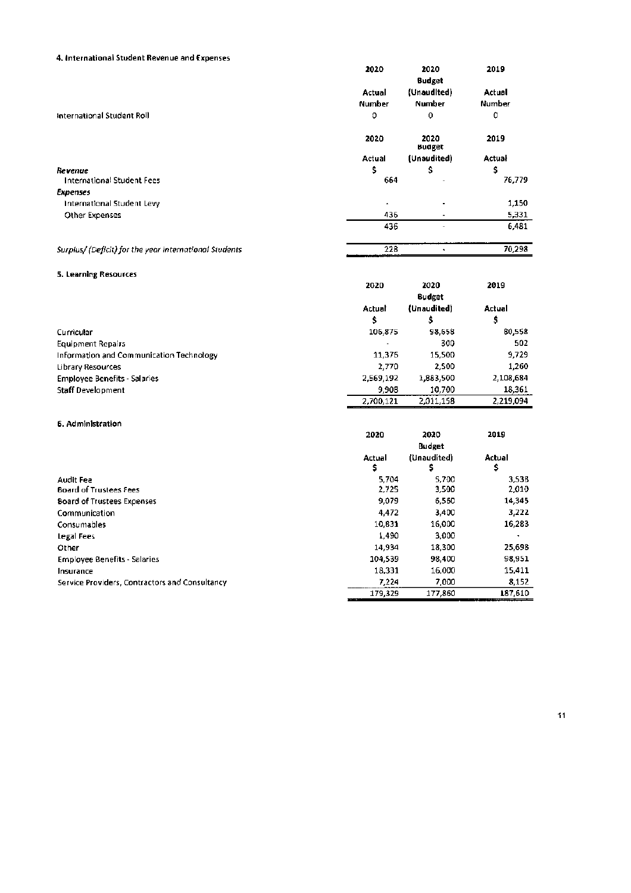### 4. International Student Revenue and Expenses

| | 2020 Actual Number | 2020 Budget (Unaudited) Number | 2019 Actual Number |
|---|---|---|---|
| International Student Roll | 0 | 0 | 0 |

| | 2020 Actual $ | 2020 Budget (Unaudited) $ | 2019 Actual $ |
|---|---|---|---|
| ***Revenue*** | | | |
| International Student Fees | 664 | - | 76,779 |
| ***Expenses*** | | | |
| International Student Levy | - | - | 1,150 |
| Other Expenses | 436 | - | 5,331 |
| | 436 | - | 6,481 |
| *Surplus/ (Deficit) for the year International Students* | 228 | - | 70,298 |

### 5. Learning Resources

| | 2020 Actual $ | 2020 Budget (Unaudited) $ | 2019 Actual $ |
|---|---|---|---|
| Curricular | 106,875 | 98,658 | 80,558 |
| Equipment Repairs | - | 300 | 502 |
| Information and Communication Technology | 11,376 | 15,500 | 9,729 |
| Library Resources | 2,770 | 2,500 | 1,260 |
| Employee Benefits - Salaries | 2,569,192 | 1,883,500 | 2,108,684 |
| Staff Development | 9,908 | 10,700 | 18,361 |
| | 2,700,121 | 2,011,158 | 2,219,094 |

### 6. Administration

| | 2020 Actual $ | 2020 Budget (Unaudited) $ | 2019 Actual $ |
|---|---|---|---|
| Audit Fee | 5,704 | 5,700 | 3,538 |
| Board of Trustees Fees | 2,725 | 3,500 | 2,010 |
| Board of Trustees Expenses | 9,079 | 6,560 | 14,345 |
| Communication | 4,472 | 3,400 | 3,222 |
| Consumables | 10,831 | 16,000 | 16,283 |
| Legal Fees | 1,490 | 3,000 | - |
| Other | 14,934 | 18,300 | 25,698 |
| Employee Benefits - Salaries | 104,539 | 98,400 | 98,951 |
| Insurance | 18,331 | 16,000 | 15,411 |
| Service Providers, Contractors and Consultancy | 7,224 | 7,000 | 8,152 |
| | 179,329 | 177,860 | 187,610 |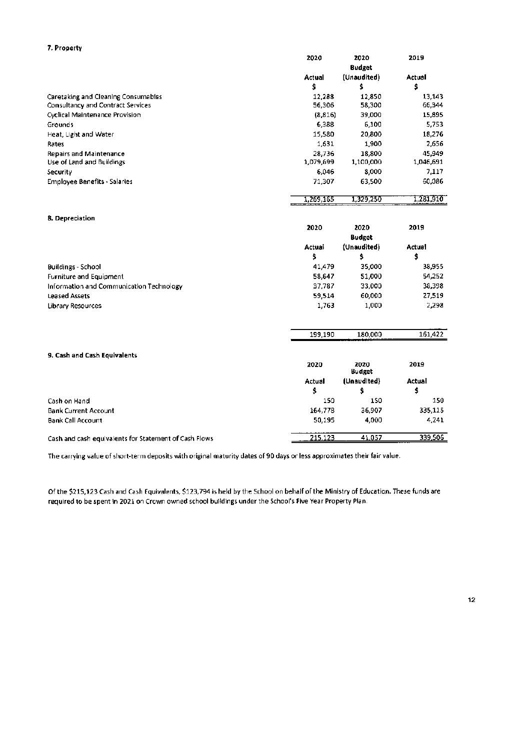### 7. Property

| | 2020 Actual $ | 2020 Budget (Unaudited) $ | 2019 Actual $ |
|---|---|---|---|
| Caretaking and Cleaning Consumables | 12,288 | 12,850 | 13,143 |
| Consultancy and Contract Services | 56,306 | 58,300 | 66,344 |
| Cyclical Maintenance Provision | (8,816) | 39,000 | 15,895 |
| Grounds | 6,388 | 6,100 | 5,753 |
| Heat, Light and Water | 15,580 | 20,800 | 18,276 |
| Rates | 1,631 | 1,900 | 2,656 |
| Repairs and Maintenance | 28,736 | 18,800 | 45,949 |
| Use of Land and Buildings | 1,079,699 | 1,100,000 | 1,046,691 |
| Security | 6,046 | 8,000 | 7,117 |
| Employee Benefits - Salaries | 71,307 | 63,500 | 60,086 |
| | 1,269,165 | 1,329,250 | 1,281,910 |

### 8. Depreciation

| | 2020 Actual $ | 2020 Budget (Unaudited) $ | 2019 Actual $ |
|---|---|---|---|
| Buildings - School | 41,479 | 35,000 | 38,955 |
| Furniture and Equipment | 58,647 | 51,000 | 54,252 |
| Information and Communication Technology | 37,787 | 33,000 | 38,398 |
| Leased Assets | 59,514 | 60,000 | 27,519 |
| Library Resources | 1,763 | 1,000 | 2,298 |
| | 199,190 | 180,000 | 161,422 |

### 9. Cash and Cash Equivalents

| | 2020 Actual $ | 2020 Budget (Unaudited) $ | 2019 Actual $ |
|---|---|---|---|
| Cash on Hand | 150 | 150 | 150 |
| Bank Current Account | 164,778 | 36,907 | 335,115 |
| Bank Call Account | 50,195 | 4,000 | 4,241 |
| Cash and cash equivalents for Statement of Cash Flows | 215,123 | 41,057 | 339,506 |

The carrying value of short-term deposits with original maturity dates of 90 days or less approximates their fair value.

Of the $215,123 Cash and Cash Equivalents, $123,794 is held by the School on behalf of the Ministry of Education. These funds are required to be spent in 2021 on Crown owned school buildings under the School's Five Year Property Plan.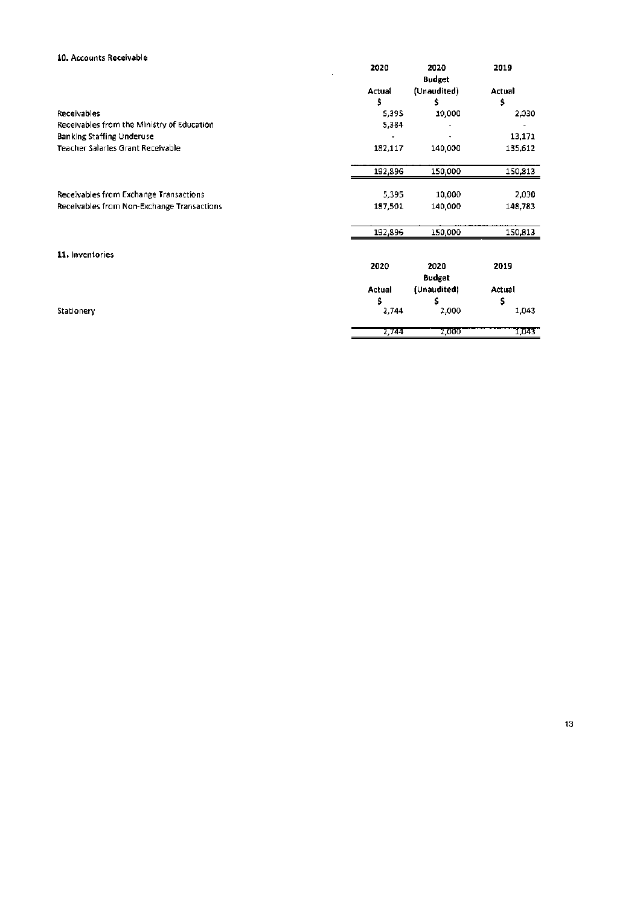### 10. Accounts Receivable

| | 2020 Actual $ | 2020 Budget (Unaudited) $ | 2019 Actual $ |
|---|---|---|---|
| Receivables | 5,395 | 10,000 | 2,030 |
| Receivables from the Ministry of Education | 5,384 | - | - |
| Banking Staffing Underuse | - | - | 13,171 |
| Teacher Salaries Grant Receivable | 182,117 | 140,000 | 135,612 |
| | 192,896 | 150,000 | 150,813 |
| | | | |
| Receivables from Exchange Transactions | 5,395 | 10,000 | 2,030 |
| Receivables from Non-Exchange Transactions | 187,501 | 140,000 | 148,783 |
| | 192,896 | 150,000 | 150,813 |

### 11. Inventories

| | 2020 Actual $ | 2020 Budget (Unaudited) $ | 2019 Actual $ |
|---|---|---|---|
| Stationery | 2,744 | 2,000 | 1,043 |
| | 2,744 | 2,000 | 1,043 |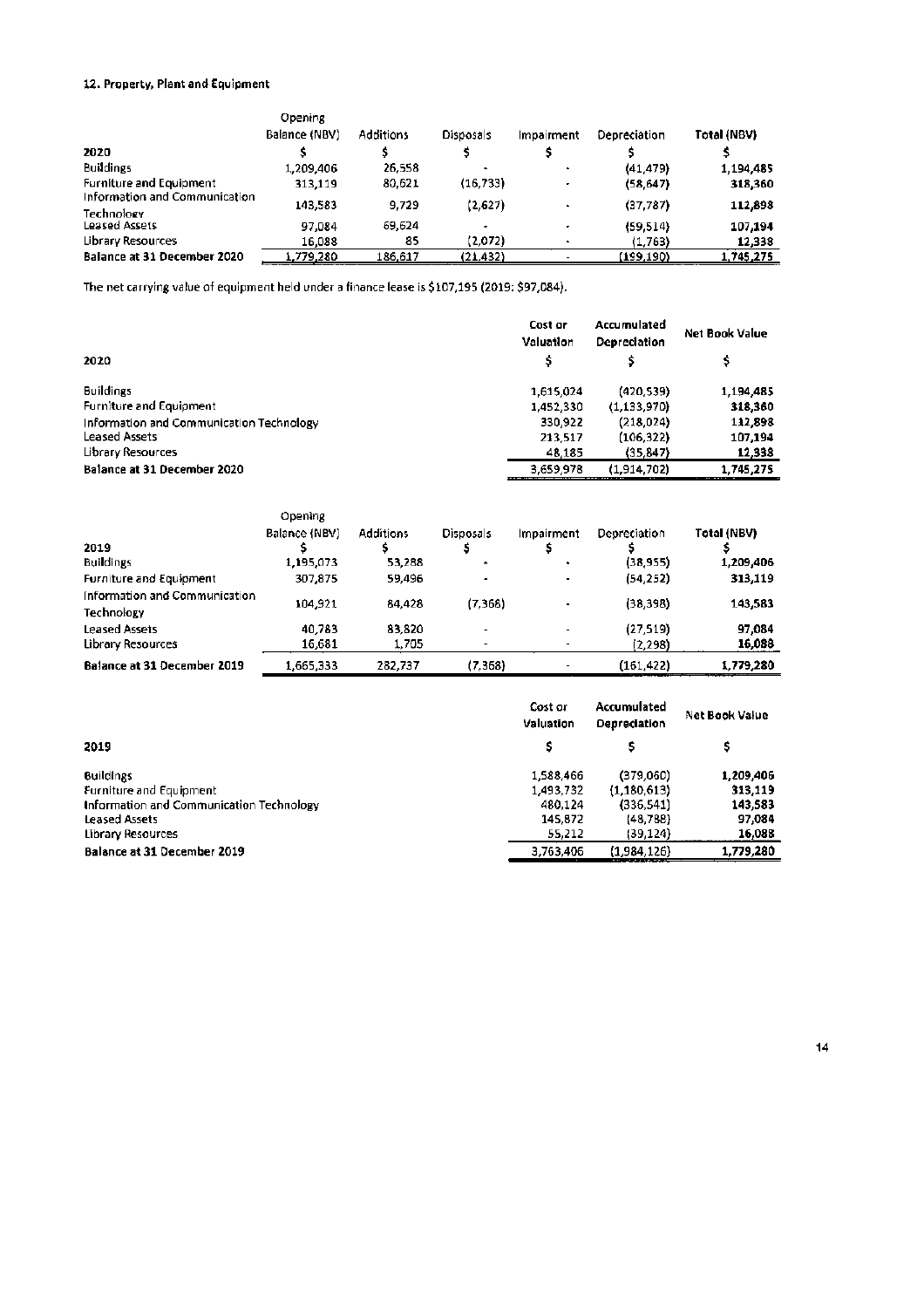## 12. Property, Plant and Equipment

| 2020 | Opening Balance (NBV) $ | Additions $ | Disposals $ | Impairment $ | Depreciation $ | Total (NBV) $ |
|---|---|---|---|---|---|---|
| Buildings | 1,209,406 | 26,558 | - | - | (41,479) | 1,194,485 |
| Furniture and Equipment | 313,119 | 80,621 | (16,733) | - | (58,647) | 318,360 |
| Information and Communication Technology | 143,583 | 9,729 | (2,627) | - | (37,787) | 112,898 |
| Leased Assets | 97,084 | 69,624 | - | - | (59,514) | 107,194 |
| Library Resources | 16,088 | 85 | (2,072) | - | (1,763) | 12,338 |
| **Balance at 31 December 2020** | 1,779,280 | 186,617 | (21,432) | - | (199,190) | 1,745,275 |

The net carrying value of equipment held under a finance lease is $107,195 (2019: $97,084).

| 2020 | Cost or Valuation $ | Accumulated Depreciation $ | Net Book Value $ |
|---|---|---|---|
| Buildings | 1,615,024 | (420,539) | 1,194,485 |
| Furniture and Equipment | 1,452,330 | (1,133,970) | 318,360 |
| Information and Communication Technology | 330,922 | (218,024) | 112,898 |
| Leased Assets | 213,517 | (106,322) | 107,194 |
| Library Resources | 48,185 | (35,847) | 12,338 |
| **Balance at 31 December 2020** | 3,659,978 | (1,914,702) | 1,745,275 |

| 2019 | Opening Balance (NBV) $ | Additions $ | Disposals $ | Impairment $ | Depreciation $ | Total (NBV) $ |
|---|---|---|---|---|---|---|
| Buildings | 1,195,073 | 53,288 | - | - | (38,955) | 1,209,406 |
| Furniture and Equipment | 307,875 | 59,496 | - | - | (54,252) | 313,119 |
| Information and Communication Technology | 104,921 | 84,428 | (7,368) | - | (38,398) | 143,583 |
| Leased Assets | 40,783 | 83,820 | - | - | (27,519) | 97,084 |
| Library Resources | 16,681 | 1,705 | - | - | (2,298) | 16,088 |
| **Balance at 31 December 2019** | 1,665,333 | 282,737 | (7,368) | - | (161,422) | 1,779,280 |

| 2019 | Cost or Valuation $ | Accumulated Depreciation $ | Net Book Value $ |
|---|---|---|---|
| Buildings | 1,588,466 | (379,060) | 1,209,406 |
| Furniture and Equipment | 1,493,732 | (1,180,613) | 313,119 |
| Information and Communication Technology | 480,124 | (336,541) | 143,583 |
| Leased Assets | 145,872 | (48,788) | 97,084 |
| Library Resources | 55,212 | (39,124) | 16,088 |
| **Balance at 31 December 2019** | 3,763,406 | (1,984,126) | 1,779,280 |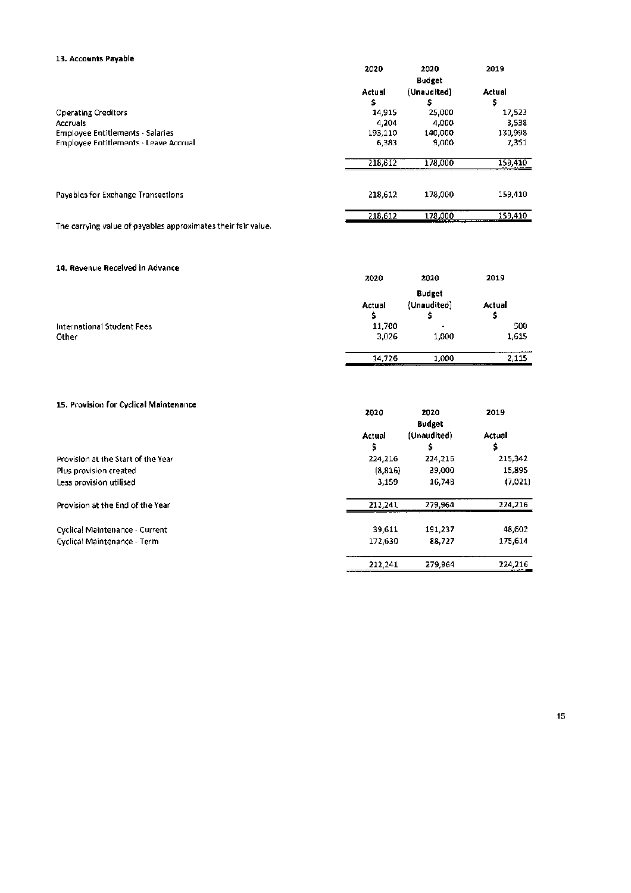### 13. Accounts Payable

| | 2020 | 2020 | 2019 |
|---|---|---|---|
| | | Budget | |
| | Actual | (Unaudited) | Actual |
| | $ | $ | $ |
| Operating Creditors | 14,915 | 25,000 | 17,523 |
| Accruals | 4,204 | 4,000 | 3,538 |
| Employee Entitlements - Salaries | 193,110 | 140,000 | 130,998 |
| Employee Entitlements - Leave Accrual | 6,383 | 9,000 | 7,351 |
| | 218,612 | 178,000 | 159,410 |
| | | | |
| Payables for Exchange Transactions | 218,612 | 178,000 | 159,410 |
| | 218,612 | 178,000 | 159,410 |

The carrying value of payables approximates their fair value.

### 14. Revenue Received in Advance

| | 2020 | 2020 | 2019 |
|---|---|---|---|
| | | Budget | |
| | Actual | (Unaudited) | Actual |
| | $ | $ | $ |
| International Student Fees | 11,700 | - | 500 |
| Other | 3,026 | 1,000 | 1,615 |
| | 14,726 | 1,000 | 2,115 |

### 15. Provision for Cyclical Maintenance

| | 2020 | 2020 | 2019 |
|---|---|---|---|
| | | Budget | |
| | Actual | (Unaudited) | Actual |
| | $ | $ | $ |
| Provision at the Start of the Year | 224,216 | 224,216 | 215,342 |
| Plus provision created | (8,816) | 39,000 | 15,895 |
| Less provision utilised | 3,159 | 16,748 | (7,021) |
| Provision at the End of the Year | 212,241 | 279,964 | 224,216 |
| | | | |
| Cyclical Maintenance - Current | 39,611 | 191,237 | 48,602 |
| Cyclical Maintenance - Term | 172,630 | 88,727 | 175,614 |
| | 212,241 | 279,964 | 224,216 |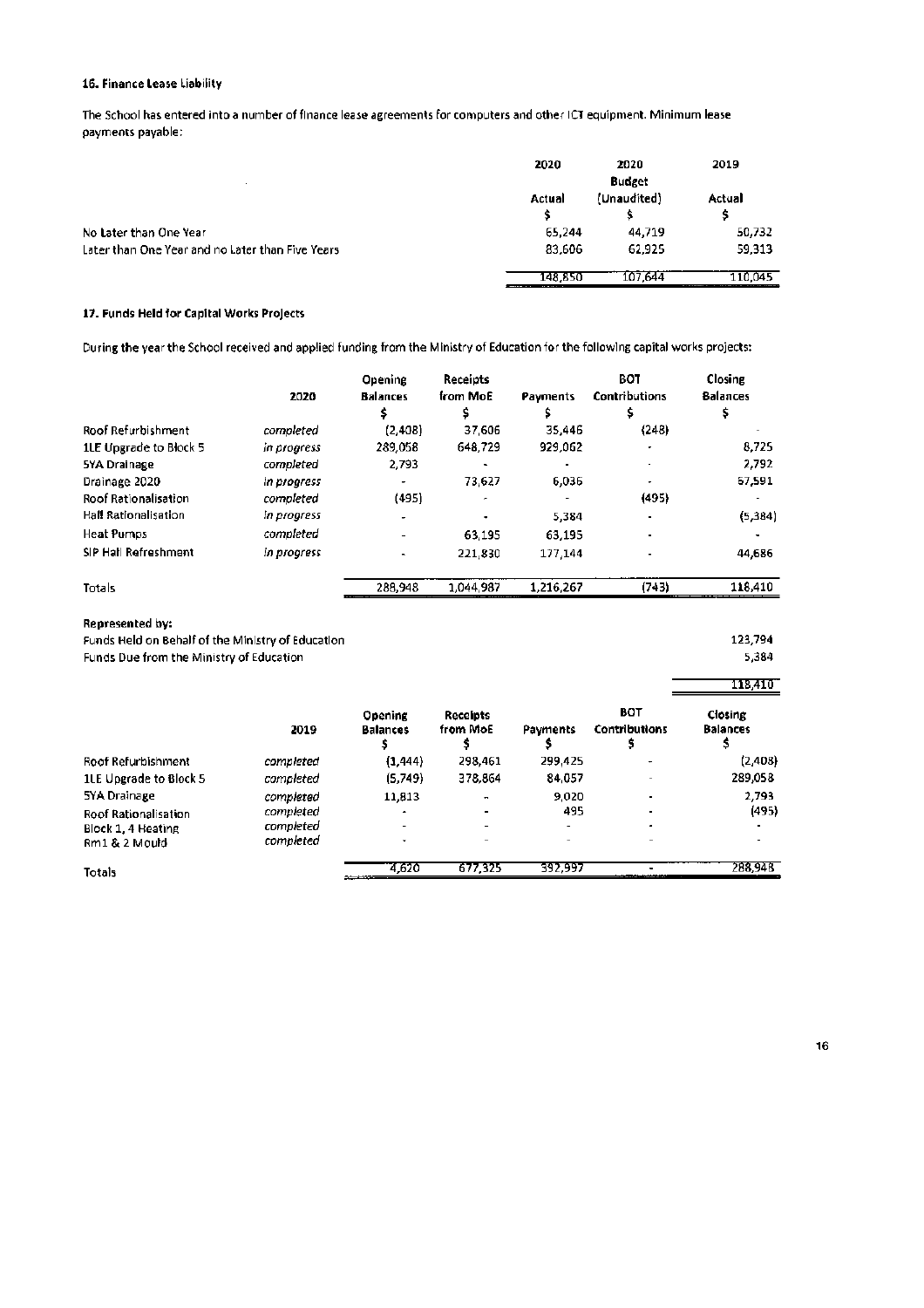### 16. Finance Lease Liability

The School has entered into a number of finance lease agreements for computers and other ICT equipment. Minimum lease payments payable:

| | 2020 | 2020 | 2019 |
|---|---|---|---|
| | | Budget | |
| | Actual | (Unaudited) | Actual |
| | $ | $ | $ |
| No Later than One Year | 65,244 | 44,719 | 50,732 |
| Later than One Year and no Later than Five Years | 83,606 | 62,925 | 59,313 |
| | 148,850 | 107,644 | 110,045 |

### 17. Funds Held for Capital Works Projects

During the year the School received and applied funding from the Ministry of Education for the following capital works projects:

| | 2020 | Opening Balances<br>$ | Receipts from MoE<br>$ | Payments<br>$ | BOT Contributions<br>$ | Closing Balances<br>$ |
|---|---|---|---|---|---|---|
| Roof Refurbishment | *completed* | (2,408) | 37,606 | 35,446 | (248) | - |
| 1LE Upgrade to Block 5 | *in progress* | 289,058 | 648,729 | 929,062 | - | 8,725 |
| 5YA Drainage | *completed* | 2,793 | - | - | - | 2,792 |
| Drainage 2020 | *in progress* | - | 73,627 | 6,036 | - | 67,591 |
| Roof Rationalisation | *completed* | (495) | - | - | (495) | - |
| Hall Rationalisation | *in progress* | - | - | 5,384 | - | (5,384) |
| Heat Pumps | *completed* | - | 63,195 | 63,195 | - | - |
| SIP Hall Refreshment | *in progress* | - | 221,830 | 177,144 | - | 44,686 |
| Totals | | 288,948 | 1,044,987 | 1,216,267 | (743) | 118,410 |

**Represented by:**

| | |
|---|---|
| Funds Held on Behalf of the Ministry of Education | 123,794 |
| Funds Due from the Ministry of Education | 5,384 |
| | 118,410 |

| | 2019 | Opening Balances<br>$ | Receipts from MoE<br>$ | Payments<br>$ | BOT Contributions<br>$ | Closing Balances<br>$ |
|---|---|---|---|---|---|---|
| Roof Refurbishment | *completed* | (1,444) | 298,461 | 299,425 | - | (2,408) |
| 1LE Upgrade to Block 5 | *completed* | (5,749) | 378,864 | 84,057 | - | 289,058 |
| 5YA Drainage | *completed* | 11,813 | - | 9,020 | - | 2,793 |
| Roof Rationalisation | *completed* | - | - | 495 | - | (495) |
| Block 1, 4 Heating | *completed* | - | - | - | - | - |
| Rm1 & 2 Mould | *completed* | - | - | - | - | - |
| Totals | | 4,620 | 677,325 | 392,997 | - | 288,948 |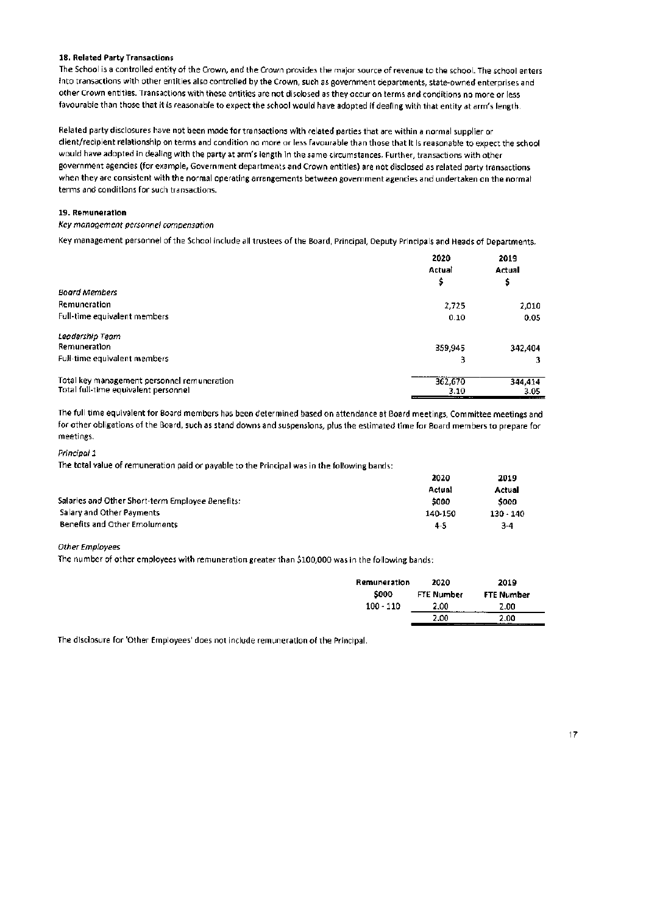### 18. Related Party Transactions

The School is a controlled entity of the Crown, and the Crown provides the major source of revenue to the school. The school enters into transactions with other entities also controlled by the Crown, such as government departments, state-owned enterprises and other Crown entities. Transactions with these entities are not disclosed as they occur on terms and conditions no more or less favourable than those that it is reasonable to expect the school would have adopted if dealing with that entity at arm's length.

Related party disclosures have not been made for transactions with related parties that are within a normal supplier or client/recipient relationship on terms and condition no more or less favourable than those that it is reasonable to expect the school would have adopted in dealing with the party at arm's length in the same circumstances. Further, transactions with other government agencies (for example, Government departments and Crown entities) are not disclosed as related party transactions when they are consistent with the normal operating arrangements between government agencies and undertaken on the normal terms and conditions for such transactions.

### 19. Remuneration

*Key management personnel compensation*

Key management personnel of the School include all trustees of the Board, Principal, Deputy Principals and Heads of Departments.

| | 2020 Actual $ | 2019 Actual $ |
|---|---|---|
| *Board Members* | | |
| Remuneration | 2,725 | 2,010 |
| Full-time equivalent members | 0.10 | 0.05 |
| *Leadership Team* | | |
| Remuneration | 359,945 | 342,404 |
| Full-time equivalent members | 3 | 3 |
| Total key management personnel remuneration | 362,670 | 344,414 |
| Total full-time equivalent personnel | 3.10 | 3.05 |

The full time equivalent for Board members has been determined based on attendance at Board meetings, Committee meetings and for other obligations of the Board, such as stand downs and suspensions, plus the estimated time for Board members to prepare for meetings.

*Principal 1*

The total value of remuneration paid or payable to the Principal was in the following bands:

| | 2020 Actual | 2019 Actual |
|---|---|---|
| Salaries and Other Short-term Employee Benefits: | $000 | $000 |
| Salary and Other Payments | 140-150 | 130 - 140 |
| Benefits and Other Emoluments | 4-5 | 3-4 |

*Other Employees*

The number of other employees with remuneration greater than $100,000 was in the following bands:

| Remuneration $000 | 2020 FTE Number | 2019 FTE Number |
|---|---|---|
| 100 - 110 | 2.00 | 2.00 |
| | 2.00 | 2.00 |

The disclosure for 'Other Employees' does not include remuneration of the Principal.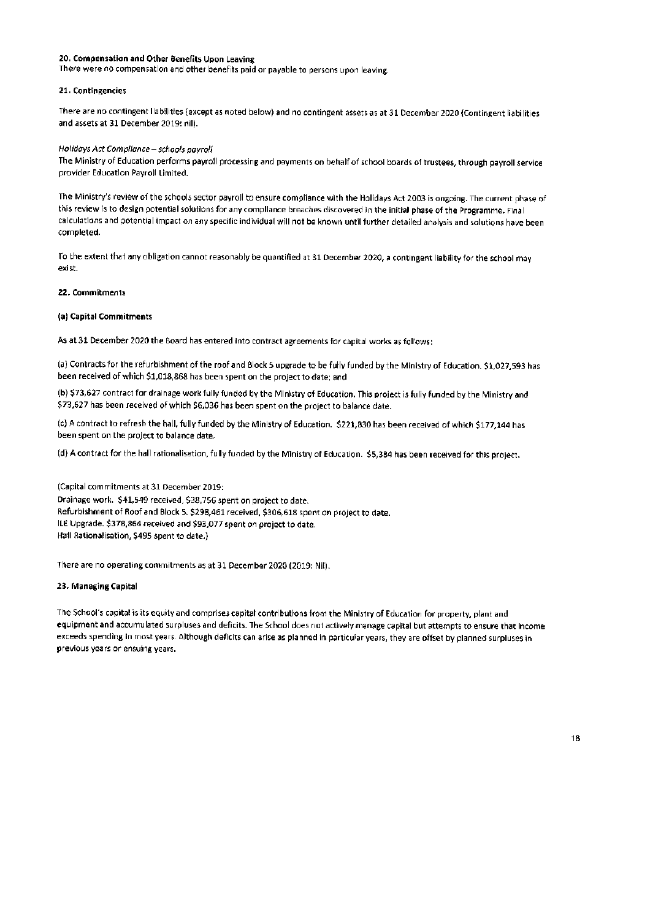## 20. Compensation and Other Benefits Upon Leaving

There were no compensation and other benefits paid or payable to persons upon leaving.

## 21. Contingencies

There are no contingent liabilities (except as noted below) and no contingent assets as at 31 December 2020 (Contingent liabilities and assets at 31 December 2019: nil).

*Holidays Act Compliance – schools payroll*

The Ministry of Education performs payroll processing and payments on behalf of school boards of trustees, through payroll service provider Education Payroll Limited.

The Ministry's review of the schools sector payroll to ensure compliance with the Holidays Act 2003 is ongoing. The current phase of this review is to design potential solutions for any compliance breaches discovered in the initial phase of the Programme. Final calculations and potential impact on any specific individual will not be known until further detailed analysis and solutions have been completed.

To the extent that any obligation cannot reasonably be quantified at 31 December 2020, a contingent liability for the school may exist.

## 22. Commitments

### (a) Capital Commitments

As at 31 December 2020 the Board has entered into contract agreements for capital works as follows:

(a) Contracts for the refurbishment of the roof and Block 5 upgrade to be fully funded by the Ministry of Education. $1,027,593 has been received of which $1,018,868 has been spent on the project to date; and

(b) $73,627 contract for drainage work fully funded by the Ministry of Education. This project is fully funded by the Ministry and $73,627 has been received of which $6,036 has been spent on the project to balance date.

(c) A contract to refresh the hall, fully funded by the Ministry of Education. $221,830 has been received of which $177,144 has been spent on the project to balance date.

(d) A contract for the hall rationalisation, fully funded by the Ministry of Education. $5,384 has been received for this project.

(Capital commitments at 31 December 2019:
Drainage work. $41,549 received, $38,756 spent on project to date.
Refurbishment of Roof and Block 5. $298,461 received, $306,618 spent on project to date.
ILE Upgrade. $378,864 received and $93,077 spent on project to date.
Hall Rationalisation, $495 spent to date.)

There are no operating commitments as at 31 December 2020 (2019: Nil).

## 23. Managing Capital

The School's capital is its equity and comprises capital contributions from the Ministry of Education for property, plant and equipment and accumulated surpluses and deficits. The School does not actively manage capital but attempts to ensure that income exceeds spending in most years. Although deficits can arise as planned in particular years, they are offset by planned surpluses in previous years or ensuing years.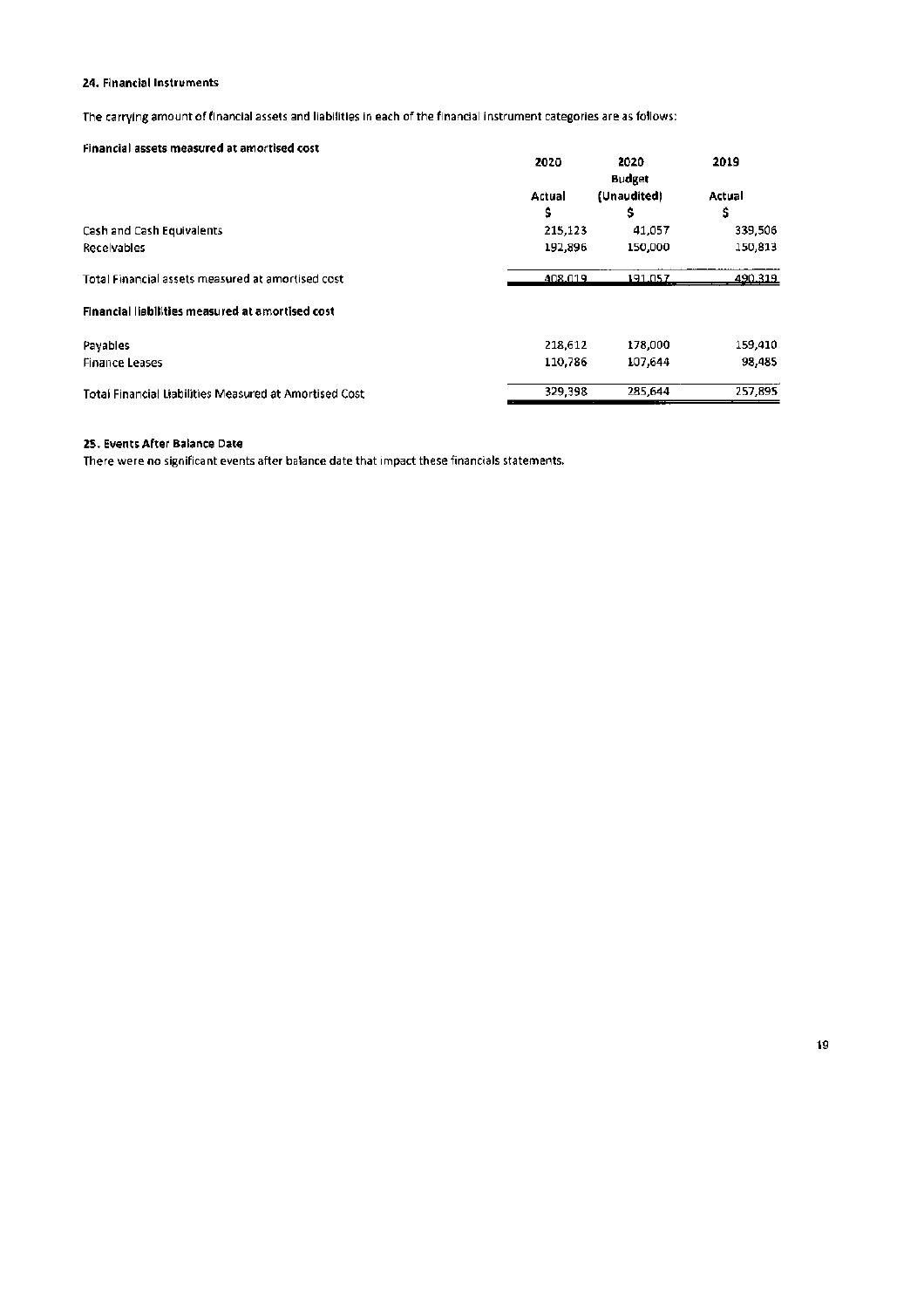### 24. Financial Instruments

The carrying amount of financial assets and liabilities in each of the financial instrument categories are as follows:

| | 2020 | 2020 Budget | 2019 |
|---|---|---|---|
| | Actual | (Unaudited) | Actual |
| | $ | $ | $ |
| **Financial assets measured at amortised cost** | | | |
| Cash and Cash Equivalents | 215,123 | 41,057 | 339,506 |
| Receivables | 192,896 | 150,000 | 150,813 |
| Total Financial assets measured at amortised cost | 408,019 | 191,057 | 490,319 |
| **Financial liabilities measured at amortised cost** | | | |
| Payables | 218,612 | 178,000 | 159,410 |
| Finance Leases | 110,786 | 107,644 | 98,485 |
| Total Financial Liabilities Measured at Amortised Cost | 329,398 | 285,644 | 257,895 |

### 25. Events After Balance Date

There were no significant events after balance date that impact these financials statements.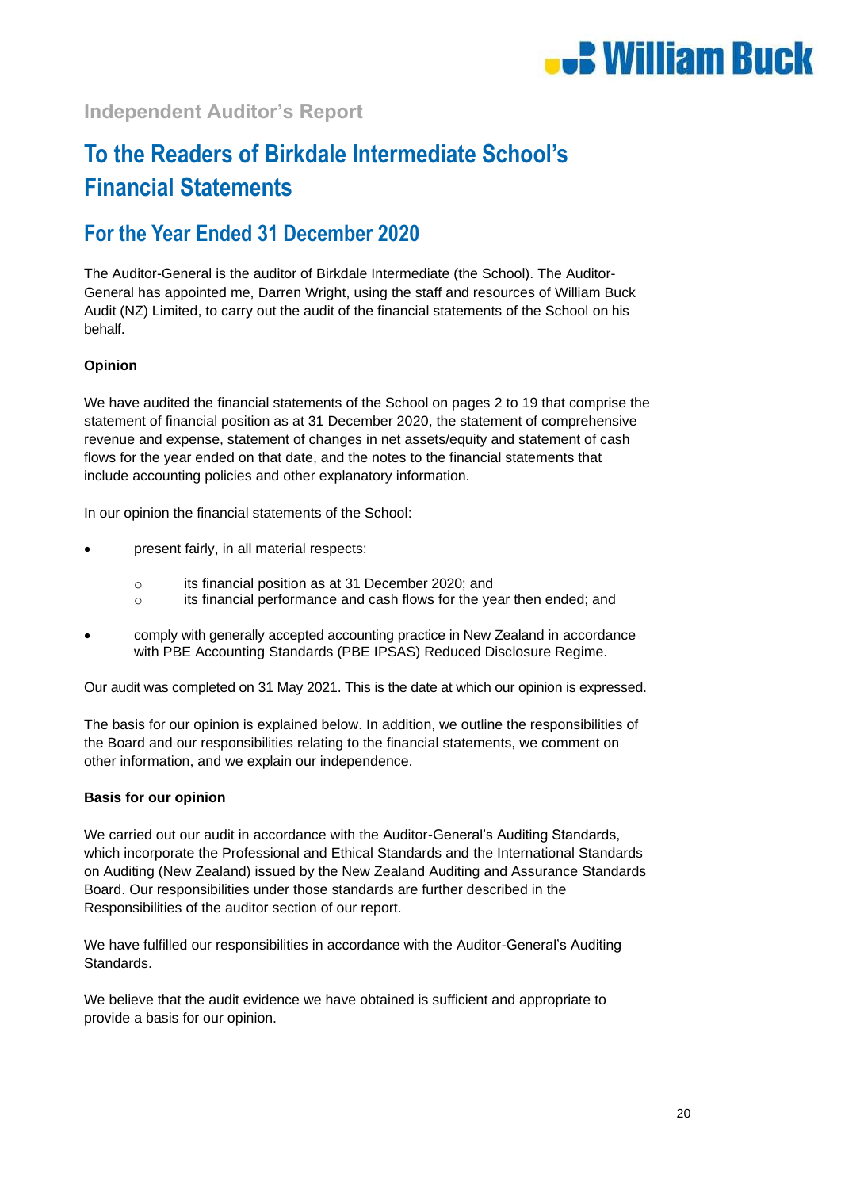## Independent Auditor's Report

# To the Readers of Birkdale Intermediate School's Financial Statements

## For the Year Ended 31 December 2020

The Auditor-General is the auditor of Birkdale Intermediate (the School). The Auditor-General has appointed me, Darren Wright, using the staff and resources of William Buck Audit (NZ) Limited, to carry out the audit of the financial statements of the School on his behalf.

**Opinion**

We have audited the financial statements of the School on pages 2 to 19 that comprise the statement of financial position as at 31 December 2020, the statement of comprehensive revenue and expense, statement of changes in net assets/equity and statement of cash flows for the year ended on that date, and the notes to the financial statements that include accounting policies and other explanatory information.

In our opinion the financial statements of the School:

- present fairly, in all material respects:
  - its financial position as at 31 December 2020; and
  - its financial performance and cash flows for the year then ended; and
- comply with generally accepted accounting practice in New Zealand in accordance with PBE Accounting Standards (PBE IPSAS) Reduced Disclosure Regime.

Our audit was completed on 31 May 2021. This is the date at which our opinion is expressed.

The basis for our opinion is explained below. In addition, we outline the responsibilities of the Board and our responsibilities relating to the financial statements, we comment on other information, and we explain our independence.

**Basis for our opinion**

We carried out our audit in accordance with the Auditor-General's Auditing Standards, which incorporate the Professional and Ethical Standards and the International Standards on Auditing (New Zealand) issued by the New Zealand Auditing and Assurance Standards Board. Our responsibilities under those standards are further described in the Responsibilities of the auditor section of our report.

We have fulfilled our responsibilities in accordance with the Auditor-General's Auditing Standards.

We believe that the audit evidence we have obtained is sufficient and appropriate to provide a basis for our opinion.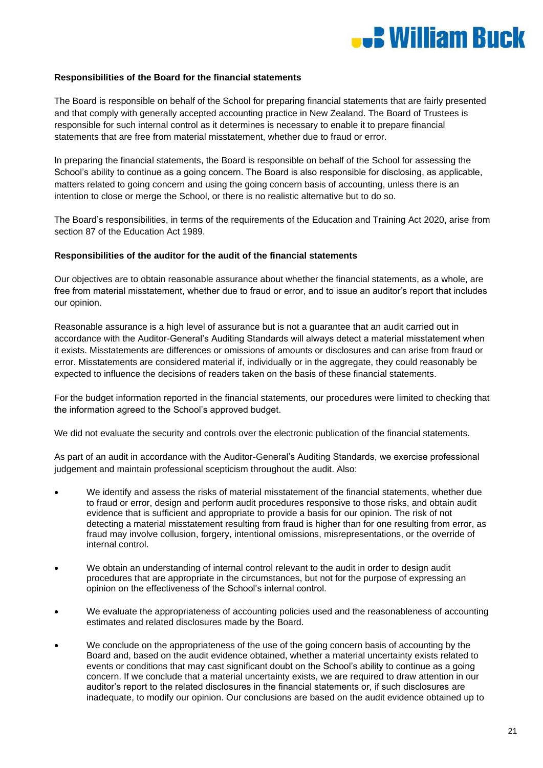**Responsibilities of the Board for the financial statements**

The Board is responsible on behalf of the School for preparing financial statements that are fairly presented and that comply with generally accepted accounting practice in New Zealand. The Board of Trustees is responsible for such internal control as it determines is necessary to enable it to prepare financial statements that are free from material misstatement, whether due to fraud or error.

In preparing the financial statements, the Board is responsible on behalf of the School for assessing the School's ability to continue as a going concern. The Board is also responsible for disclosing, as applicable, matters related to going concern and using the going concern basis of accounting, unless there is an intention to close or merge the School, or there is no realistic alternative but to do so.

The Board's responsibilities, in terms of the requirements of the Education and Training Act 2020, arise from section 87 of the Education Act 1989.

**Responsibilities of the auditor for the audit of the financial statements**

Our objectives are to obtain reasonable assurance about whether the financial statements, as a whole, are free from material misstatement, whether due to fraud or error, and to issue an auditor's report that includes our opinion.

Reasonable assurance is a high level of assurance but is not a guarantee that an audit carried out in accordance with the Auditor-General's Auditing Standards will always detect a material misstatement when it exists. Misstatements are differences or omissions of amounts or disclosures and can arise from fraud or error. Misstatements are considered material if, individually or in the aggregate, they could reasonably be expected to influence the decisions of readers taken on the basis of these financial statements.

For the budget information reported in the financial statements, our procedures were limited to checking that the information agreed to the School's approved budget.

We did not evaluate the security and controls over the electronic publication of the financial statements.

As part of an audit in accordance with the Auditor-General's Auditing Standards, we exercise professional judgement and maintain professional scepticism throughout the audit. Also:

- We identify and assess the risks of material misstatement of the financial statements, whether due to fraud or error, design and perform audit procedures responsive to those risks, and obtain audit evidence that is sufficient and appropriate to provide a basis for our opinion. The risk of not detecting a material misstatement resulting from fraud is higher than for one resulting from error, as fraud may involve collusion, forgery, intentional omissions, misrepresentations, or the override of internal control.

- We obtain an understanding of internal control relevant to the audit in order to design audit procedures that are appropriate in the circumstances, but not for the purpose of expressing an opinion on the effectiveness of the School's internal control.

- We evaluate the appropriateness of accounting policies used and the reasonableness of accounting estimates and related disclosures made by the Board.

- We conclude on the appropriateness of the use of the going concern basis of accounting by the Board and, based on the audit evidence obtained, whether a material uncertainty exists related to events or conditions that may cast significant doubt on the School's ability to continue as a going concern. If we conclude that a material uncertainty exists, we are required to draw attention in our auditor's report to the related disclosures in the financial statements or, if such disclosures are inadequate, to modify our opinion. Our conclusions are based on the audit evidence obtained up to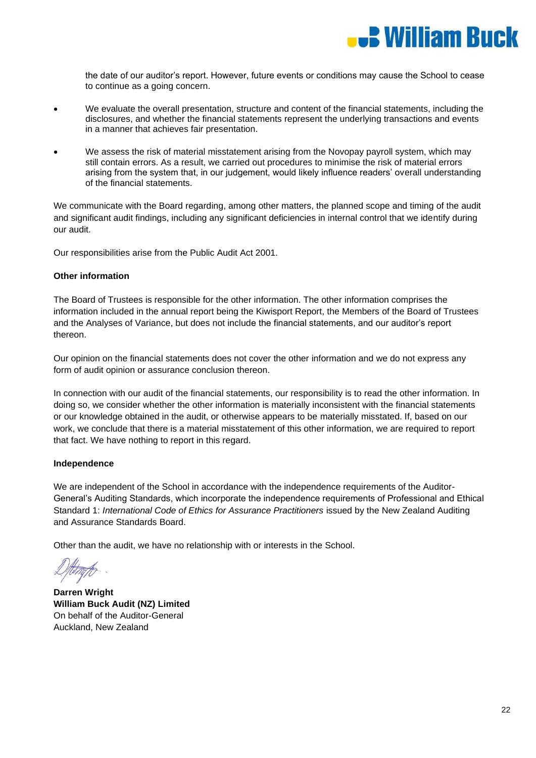the date of our auditor's report. However, future events or conditions may cause the School to cease to continue as a going concern.

- We evaluate the overall presentation, structure and content of the financial statements, including the disclosures, and whether the financial statements represent the underlying transactions and events in a manner that achieves fair presentation.
- We assess the risk of material misstatement arising from the Novopay payroll system, which may still contain errors. As a result, we carried out procedures to minimise the risk of material errors arising from the system that, in our judgement, would likely influence readers' overall understanding of the financial statements.

We communicate with the Board regarding, among other matters, the planned scope and timing of the audit and significant audit findings, including any significant deficiencies in internal control that we identify during our audit.

Our responsibilities arise from the Public Audit Act 2001.

**Other information**

The Board of Trustees is responsible for the other information. The other information comprises the information included in the annual report being the Kiwisport Report, the Members of the Board of Trustees and the Analyses of Variance, but does not include the financial statements, and our auditor's report thereon.

Our opinion on the financial statements does not cover the other information and we do not express any form of audit opinion or assurance conclusion thereon.

In connection with our audit of the financial statements, our responsibility is to read the other information. In doing so, we consider whether the other information is materially inconsistent with the financial statements or our knowledge obtained in the audit, or otherwise appears to be materially misstated. If, based on our work, we conclude that there is a material misstatement of this other information, we are required to report that fact. We have nothing to report in this regard.

**Independence**

We are independent of the School in accordance with the independence requirements of the Auditor-General's Auditing Standards, which incorporate the independence requirements of Professional and Ethical Standard 1: *International Code of Ethics for Assurance Practitioners* issued by the New Zealand Auditing and Assurance Standards Board.

Other than the audit, we have no relationship with or interests in the School.

**Darren Wright**
**William Buck Audit (NZ) Limited**
On behalf of the Auditor-General
Auckland, New Zealand